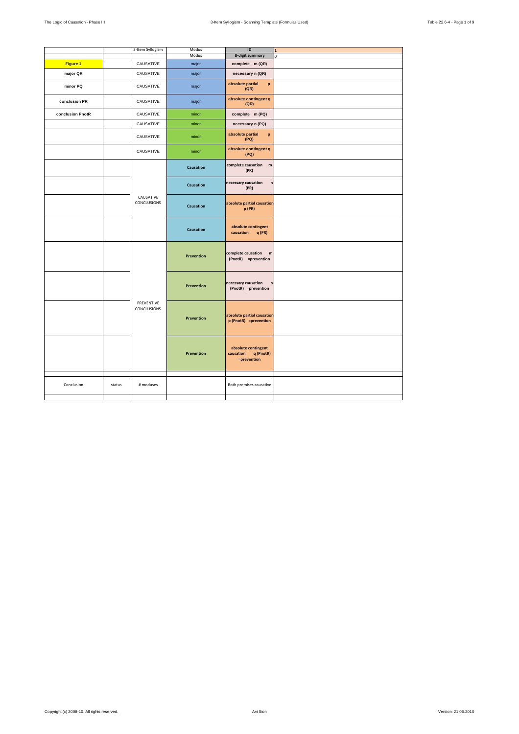|  |  | 3-Item Syllogism | Modus | ID | 1 |
|---|---|---|---|---|---|
|  |  |  | Modus | 8-digit summary | 0 |
| **Figure 1** |  | CAUSATIVE | major | complete m (QR) |  |
| **major QR** |  | CAUSATIVE | major | necessary n (QR) |  |
| **minor PQ** |  | CAUSATIVE | major | absolute partial p (QR) |  |
| **conclusion PR** |  | CAUSATIVE | major | absolute contingent q (QR) |  |
| **conclusion PnotR** |  | CAUSATIVE | minor | complete m (PQ) |  |
|  |  | CAUSATIVE | minor | necessary n (PQ) |  |
|  |  | CAUSATIVE | minor | absolute partial p (PQ) |  |
|  |  | CAUSATIVE | minor | absolute contingent q (PQ) |  |
|  |  | CAUSATIVE CONCLUSIONS | Causation | complete causation m (PR) |  |
|  |  |  | Causation | necessary causation n (PR) |  |
|  |  |  | Causation | absolute partial causation p (PR) |  |
|  |  |  | Causation | absolute contingent causation q (PR) |  |
|  |  | PREVENTIVE CONCLUSIONS | Prevention | complete causation m (PnotR) =prevention |  |
|  |  |  | Prevention | necessary causation n (PnotR) =prevention |  |
|  |  |  | Prevention | absolute partial causation p (PnotR) =prevention |  |
|  |  |  | Prevention | absolute contingent causation q (PnotR) =prevention |  |
|  |  |  |  |  |  |
| Conclusion | status | # moduses |  | Both premises causative |  |
|  |  |  |  |  |  |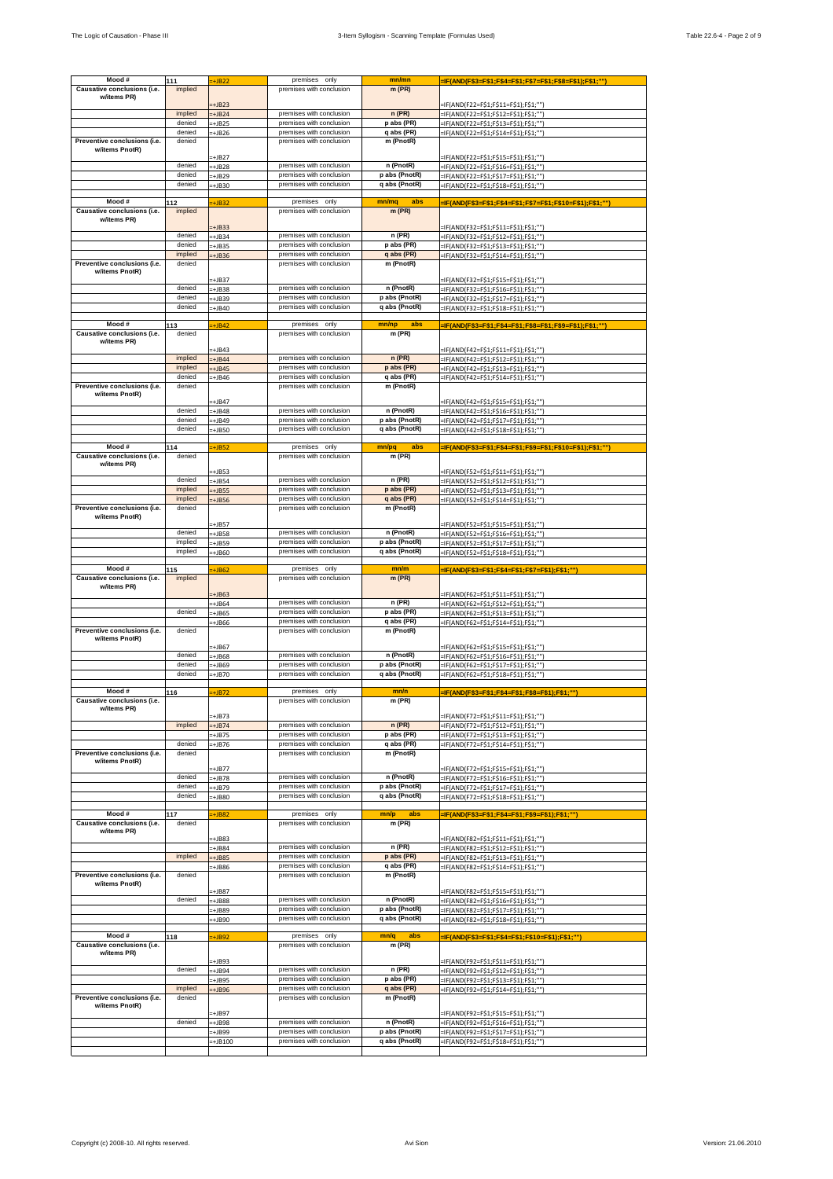| Mood # | 111 | =+JB22 | premises only | mn/mn | =IF(AND(F$3=F$1;F$4=F$1;F$7=F$1;F$8=F$1);F$1;"") |
|---|---|---|---|---|---|
| Causative conclusions (i.e. w/items PR) | implied | =+JB23 | premises with conclusion | m (PR) | =IF(AND(F22=F$1;F$11=F$1);F$1;"") |
| | implied | =+JB24 | premises with conclusion | n (PR) | =IF(AND(F22=F$1;F$12=F$1);F$1;"") |
| | denied | =+JB25 | premises with conclusion | p abs (PR) | =IF(AND(F22=F$1;F$13=F$1);F$1;"") |
| | denied | =+JB26 | premises with conclusion | q abs (PR) | =IF(AND(F22=F$1;F$14=F$1);F$1;"") |
| Preventive conclusions (i.e. w/items PnotR) | denied | =+JB27 | premises with conclusion | m (PnotR) | =IF(AND(F22=F$1;F$15=F$1);F$1;"") |
| | denied | =+JB28 | premises with conclusion | n (PnotR) | =IF(AND(F22=F$1;F$16=F$1);F$1;"") |
| | denied | =+JB29 | premises with conclusion | p abs (PnotR) | =IF(AND(F22=F$1;F$17=F$1);F$1;"") |
| | denied | =+JB30 | premises with conclusion | q abs (PnotR) | =IF(AND(F22=F$1;F$18=F$1);F$1;"") |
| | | | | | |
| Mood # | 112 | =+JB32 | premises only | mn/mq abs | =IF(AND(F$3=F$1;F$4=F$1;F$7=F$1;F$10=F$1);F$1;"") |
| Causative conclusions (i.e. w/items PR) | implied | =+JB33 | premises with conclusion | m (PR) | =IF(AND(F32=F$1;F$11=F$1);F$1;"") |
| | denied | =+JB34 | premises with conclusion | n (PR) | =IF(AND(F32=F$1;F$12=F$1);F$1;"") |
| | denied | =+JB35 | premises with conclusion | p abs (PR) | =IF(AND(F32=F$1;F$13=F$1);F$1;"") |
| | implied | =+JB36 | premises with conclusion | q abs (PR) | =IF(AND(F32=F$1;F$14=F$1);F$1;"") |
| Preventive conclusions (i.e. w/items PnotR) | denied | =+JB37 | premises with conclusion | m (PnotR) | =IF(AND(F32=F$1;F$15=F$1);F$1;"") |
| | denied | =+JB38 | premises with conclusion | n (PnotR) | =IF(AND(F32=F$1;F$16=F$1);F$1;"") |
| | denied | =+JB39 | premises with conclusion | p abs (PnotR) | =IF(AND(F32=F$1;F$17=F$1);F$1;"") |
| | denied | =+JB40 | premises with conclusion | q abs (PnotR) | =IF(AND(F32=F$1;F$18=F$1);F$1;"") |
| | | | | | |
| Mood # | 113 | =+JB42 | premises only | mn/np abs | =IF(AND(F$3=F$1;F$4=F$1;F$8=F$1;F$9=F$1);F$1;"") |
| Causative conclusions (i.e. w/items PR) | denied | =+JB43 | premises with conclusion | m (PR) | =IF(AND(F42=F$1;F$11=F$1);F$1;"") |
| | implied | =+JB44 | premises with conclusion | n (PR) | =IF(AND(F42=F$1;F$12=F$1);F$1;"") |
| | implied | =+JB45 | premises with conclusion | p abs (PR) | =IF(AND(F42=F$1;F$13=F$1);F$1;"") |
| | denied | =+JB46 | premises with conclusion | q abs (PR) | =IF(AND(F42=F$1;F$14=F$1);F$1;"") |
| Preventive conclusions (i.e. w/items PnotR) | denied | =+JB47 | premises with conclusion | m (PnotR) | =IF(AND(F42=F$1;F$15=F$1);F$1;"") |
| | denied | =+JB48 | premises with conclusion | n (PnotR) | =IF(AND(F42=F$1;F$16=F$1);F$1;"") |
| | denied | =+JB49 | premises with conclusion | p abs (PnotR) | =IF(AND(F42=F$1;F$17=F$1);F$1;"") |
| | denied | =+JB50 | premises with conclusion | q abs (PnotR) | =IF(AND(F42=F$1;F$18=F$1);F$1;"") |
| | | | | | |
| Mood # | 114 | =+JB52 | premises only | mn/pq abs | =IF(AND(F$3=F$1;F$4=F$1;F$9=F$1;F$10=F$1);F$1;"") |
| Causative conclusions (i.e. w/items PR) | denied | =+JB53 | premises with conclusion | m (PR) | =IF(AND(F52=F$1;F$11=F$1);F$1;"") |
| | denied | =+JB54 | premises with conclusion | n (PR) | =IF(AND(F52=F$1;F$12=F$1);F$1;"") |
| | implied | =+JB55 | premises with conclusion | p abs (PR) | =IF(AND(F52=F$1;F$13=F$1);F$1;"") |
| | implied | =+JB56 | premises with conclusion | q abs (PR) | =IF(AND(F52=F$1;F$14=F$1);F$1;"") |
| Preventive conclusions (i.e. w/items PnotR) | denied | =+JB57 | premises with conclusion | m (PnotR) | =IF(AND(F52=F$1;F$15=F$1);F$1;"") |
| | denied | =+JB58 | premises with conclusion | n (PnotR) | =IF(AND(F52=F$1;F$16=F$1);F$1;"") |
| | implied | =+JB59 | premises with conclusion | p abs (PnotR) | =IF(AND(F52=F$1;F$17=F$1);F$1;"") |
| | implied | =+JB60 | premises with conclusion | q abs (PnotR) | =IF(AND(F52=F$1;F$18=F$1);F$1;"") |
| | | | | | |
| Mood # | 115 | =+JB62 | premises only | mn/m | =IF(AND(F$3=F$1;F$4=F$1;F$7=F$1);F$1;"") |
| Causative conclusions (i.e. w/items PR) | implied | =+JB63 | premises with conclusion | m (PR) | =IF(AND(F62=F$1;F$11=F$1);F$1;"") |
| | | =+JB64 | premises with conclusion | n (PR) | =IF(AND(F62=F$1;F$12=F$1);F$1;"") |
| | denied | =+JB65 | premises with conclusion | p abs (PR) | =IF(AND(F62=F$1;F$13=F$1);F$1;"") |
| | | =+JB66 | premises with conclusion | q abs (PR) | =IF(AND(F62=F$1;F$14=F$1);F$1;"") |
| Preventive conclusions (i.e. w/items PnotR) | denied | =+JB67 | premises with conclusion | m (PnotR) | =IF(AND(F62=F$1;F$15=F$1);F$1;"") |
| | denied | =+JB68 | premises with conclusion | n (PnotR) | =IF(AND(F62=F$1;F$16=F$1);F$1;"") |
| | denied | =+JB69 | premises with conclusion | p abs (PnotR) | =IF(AND(F62=F$1;F$17=F$1);F$1;"") |
| | denied | =+JB70 | premises with conclusion | q abs (PnotR) | =IF(AND(F62=F$1;F$18=F$1);F$1;"") |
| | | | | | |
| Mood # | 116 | =+JB72 | premises only | mn/n | =IF(AND(F$3=F$1;F$4=F$1;F$8=F$1);F$1;"") |
| Causative conclusions (i.e. w/items PR) | | =+JB73 | premises with conclusion | m (PR) | =IF(AND(F72=F$1;F$11=F$1);F$1;"") |
| | implied | =+JB74 | premises with conclusion | n (PR) | =IF(AND(F72=F$1;F$12=F$1);F$1;"") |
| | | =+JB75 | premises with conclusion | p abs (PR) | =IF(AND(F72=F$1;F$13=F$1);F$1;"") |
| | denied | =+JB76 | premises with conclusion | q abs (PR) | =IF(AND(F72=F$1;F$14=F$1);F$1;"") |
| Preventive conclusions (i.e. w/items PnotR) | denied | =+JB77 | premises with conclusion | m (PnotR) | =IF(AND(F72=F$1;F$15=F$1);F$1;"") |
| | denied | =+JB78 | premises with conclusion | n (PnotR) | =IF(AND(F72=F$1;F$16=F$1);F$1;"") |
| | denied | =+JB79 | premises with conclusion | p abs (PnotR) | =IF(AND(F72=F$1;F$17=F$1);F$1;"") |
| | denied | =+JB80 | premises with conclusion | q abs (PnotR) | =IF(AND(F72=F$1;F$18=F$1);F$1;"") |
| | | | | | |
| Mood # | 117 | =+JB82 | premises only | mn/p abs | =IF(AND(F$3=F$1;F$4=F$1;F$9=F$1);F$1;"") |
| Causative conclusions (i.e. w/items PR) | denied | =+JB83 | premises with conclusion | m (PR) | =IF(AND(F82=F$1;F$11=F$1);F$1;"") |
| | | =+JB84 | premises with conclusion | n (PR) | =IF(AND(F82=F$1;F$12=F$1);F$1;"") |
| | implied | =+JB85 | premises with conclusion | p abs (PR) | =IF(AND(F82=F$1;F$13=F$1);F$1;"") |
| | | =+JB86 | premises with conclusion | q abs (PR) | =IF(AND(F82=F$1;F$14=F$1);F$1;"") |
| Preventive conclusions (i.e. w/items PnotR) | denied | =+JB87 | premises with conclusion | m (PnotR) | =IF(AND(F82=F$1;F$15=F$1);F$1;"") |
| | denied | =+JB88 | premises with conclusion | n (PnotR) | =IF(AND(F82=F$1;F$16=F$1);F$1;"") |
| | | =+JB89 | premises with conclusion | p abs (PnotR) | =IF(AND(F82=F$1;F$17=F$1);F$1;"") |
| | | =+JB90 | premises with conclusion | q abs (PnotR) | =IF(AND(F82=F$1;F$18=F$1);F$1;"") |
| | | | | | |
| Mood # | 118 | =+JB92 | premises only | mn/q abs | =IF(AND(F$3=F$1;F$4=F$1;F$10=F$1);F$1;"") |
| Causative conclusions (i.e. w/items PR) | | =+JB93 | premises with conclusion | m (PR) | =IF(AND(F92=F$1;F$11=F$1);F$1;"") |
| | denied | =+JB94 | premises with conclusion | n (PR) | =IF(AND(F92=F$1;F$12=F$1);F$1;"") |
| | | =+JB95 | premises with conclusion | p abs (PR) | =IF(AND(F92=F$1;F$13=F$1);F$1;"") |
| | implied | =+JB96 | premises with conclusion | q abs (PR) | =IF(AND(F92=F$1;F$14=F$1);F$1;"") |
| Preventive conclusions (i.e. w/items PnotR) | denied | =+JB97 | premises with conclusion | m (PnotR) | =IF(AND(F92=F$1;F$15=F$1);F$1;"") |
| | denied | =+JB98 | premises with conclusion | n (PnotR) | =IF(AND(F92=F$1;F$16=F$1);F$1;"") |
| | | =+JB99 | premises with conclusion | p abs (PnotR) | =IF(AND(F92=F$1;F$17=F$1);F$1;"") |
| | | =+JB100 | premises with conclusion | q abs (PnotR) | =IF(AND(F92=F$1;F$18=F$1);F$1;"") |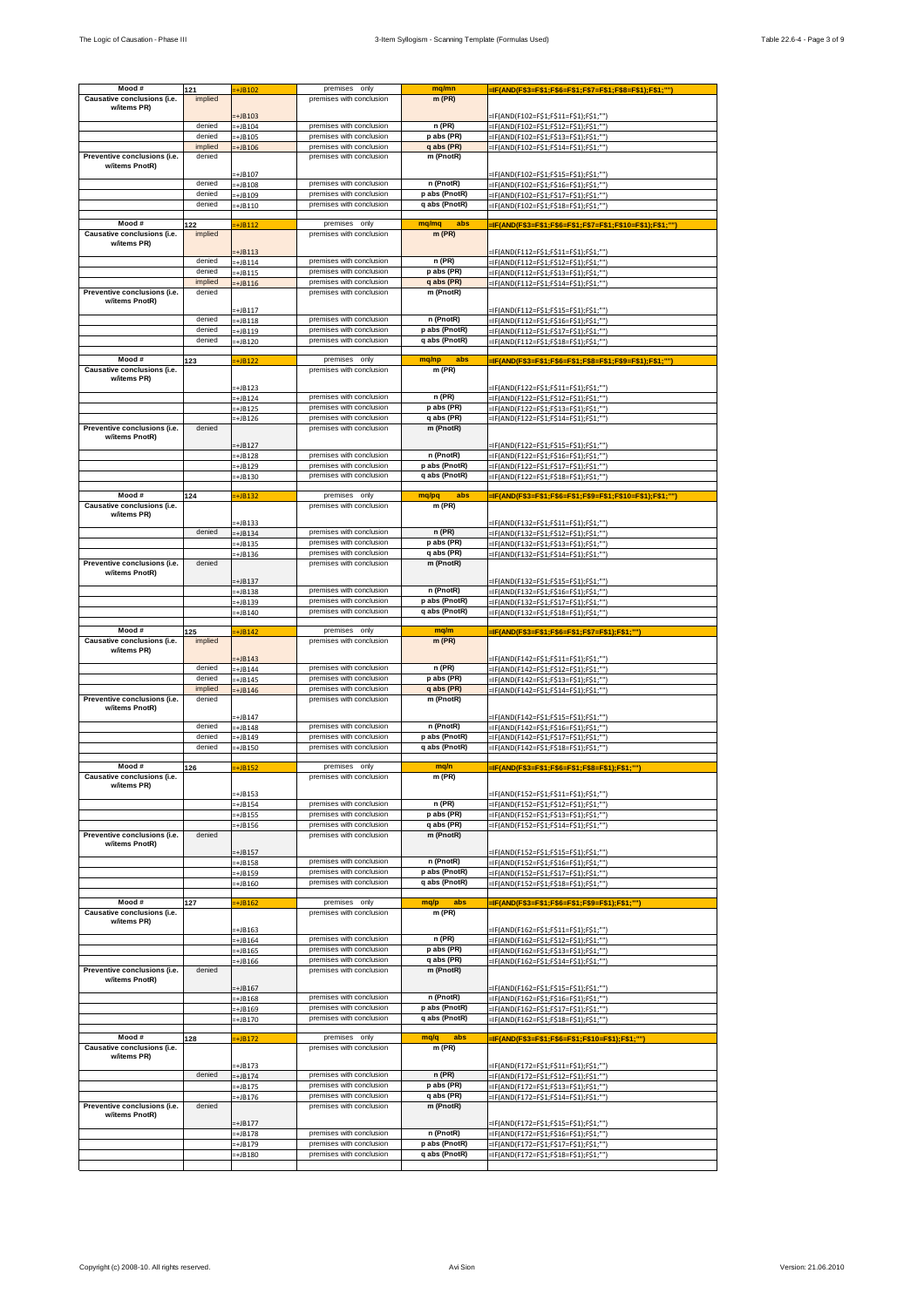| Mood # | 121 | =+JB102 | premises only | mq/mn | =IF(AND(F$3=F$1;F$6=F$1;F$7=F$1;F$8=F$1);F$1;"") |
|---|---|---|---|---|---|
| Causative conclusions (i.e. w/items PR) | implied | =+JB103 | premises with conclusion | m (PR) | =IF(AND(F102=F$1;F$11=F$1);F$1;"") |
| | denied | =+JB104 | premises with conclusion | n (PR) | =IF(AND(F102=F$1;F$12=F$1);F$1;"") |
| | denied | =+JB105 | premises with conclusion | p abs (PR) | =IF(AND(F102=F$1;F$13=F$1);F$1;"") |
| | implied | =+JB106 | premises with conclusion | q abs (PR) | =IF(AND(F102=F$1;F$14=F$1);F$1;"") |
| Preventive conclusions (i.e. w/items PnotR) | denied | =+JB107 | premises with conclusion | m (PnotR) | =IF(AND(F102=F$1;F$15=F$1);F$1;"") |
| | denied | =+JB108 | premises with conclusion | n (PnotR) | =IF(AND(F102=F$1;F$16=F$1);F$1;"") |
| | denied | =+JB109 | premises with conclusion | p abs (PnotR) | =IF(AND(F102=F$1;F$17=F$1);F$1;"") |
| | denied | =+JB110 | premises with conclusion | q abs (PnotR) | =IF(AND(F102=F$1;F$18=F$1);F$1;"") |
| | | | | | |
| Mood # | 122 | =+JB112 | premises only | mq/mq abs | =IF(AND(F$3=F$1;F$6=F$1;F$7=F$1;F$10=F$1);F$1;"") |
| Causative conclusions (i.e. w/items PR) | implied | =+JB113 | premises with conclusion | m (PR) | =IF(AND(F112=F$1;F$11=F$1);F$1;"") |
| | denied | =+JB114 | premises with conclusion | n (PR) | =IF(AND(F112=F$1;F$12=F$1);F$1;"") |
| | denied | =+JB115 | premises with conclusion | p abs (PR) | =IF(AND(F112=F$1;F$13=F$1);F$1;"") |
| | implied | =+JB116 | premises with conclusion | q abs (PR) | =IF(AND(F112=F$1;F$14=F$1);F$1;"") |
| Preventive conclusions (i.e. w/items PnotR) | denied | =+JB117 | premises with conclusion | m (PnotR) | =IF(AND(F112=F$1;F$15=F$1);F$1;"") |
| | denied | =+JB118 | premises with conclusion | n (PnotR) | =IF(AND(F112=F$1;F$16=F$1);F$1;"") |
| | denied | =+JB119 | premises with conclusion | p abs (PnotR) | =IF(AND(F112=F$1;F$17=F$1);F$1;"") |
| | denied | =+JB120 | premises with conclusion | q abs (PnotR) | =IF(AND(F112=F$1;F$18=F$1);F$1;"") |
| | | | | | |
| Mood # | 123 | =+JB122 | premises only | mq/np abs | =IF(AND(F$3=F$1;F$6=F$1;F$8=F$1;F$9=F$1);F$1;"") |
| Causative conclusions (i.e. w/items PR) | | =+JB123 | premises with conclusion | m (PR) | =IF(AND(F122=F$1;F$11=F$1);F$1;"") |
| | | =+JB124 | premises with conclusion | n (PR) | =IF(AND(F122=F$1;F$12=F$1);F$1;"") |
| | | =+JB125 | premises with conclusion | p abs (PR) | =IF(AND(F122=F$1;F$13=F$1);F$1;"") |
| | | =+JB126 | premises with conclusion | q abs (PR) | =IF(AND(F122=F$1;F$14=F$1);F$1;"") |
| Preventive conclusions (i.e. w/items PnotR) | denied | =+JB127 | premises with conclusion | m (PnotR) | =IF(AND(F122=F$1;F$15=F$1);F$1;"") |
| | | =+JB128 | premises with conclusion | n (PnotR) | =IF(AND(F122=F$1;F$16=F$1);F$1;"") |
| | | =+JB129 | premises with conclusion | p abs (PnotR) | =IF(AND(F122=F$1;F$17=F$1);F$1;"") |
| | | =+JB130 | premises with conclusion | q abs (PnotR) | =IF(AND(F122=F$1;F$18=F$1);F$1;"") |
| | | | | | |
| Mood # | 124 | =+JB132 | premises only | mq/pq abs | =IF(AND(F$3=F$1;F$6=F$1;F$9=F$1;F$10=F$1);F$1;"") |
| Causative conclusions (i.e. w/items PR) | | =+JB133 | premises with conclusion | m (PR) | =IF(AND(F132=F$1;F$11=F$1);F$1;"") |
| | denied | =+JB134 | premises with conclusion | n (PR) | =IF(AND(F132=F$1;F$12=F$1);F$1;"") |
| | | =+JB135 | premises with conclusion | p abs (PR) | =IF(AND(F132=F$1;F$13=F$1);F$1;"") |
| | | =+JB136 | premises with conclusion | q abs (PR) | =IF(AND(F132=F$1;F$14=F$1);F$1;"") |
| Preventive conclusions (i.e. w/items PnotR) | denied | =+JB137 | premises with conclusion | m (PnotR) | =IF(AND(F132=F$1;F$15=F$1);F$1;"") |
| | | =+JB138 | premises with conclusion | n (PnotR) | =IF(AND(F132=F$1;F$16=F$1);F$1;"") |
| | | =+JB139 | premises with conclusion | p abs (PnotR) | =IF(AND(F132=F$1;F$17=F$1);F$1;"") |
| | | =+JB140 | premises with conclusion | q abs (PnotR) | =IF(AND(F132=F$1;F$18=F$1);F$1;"") |
| | | | | | |
| Mood # | 125 | =+JB142 | premises only | mq/m | =IF(AND(F$3=F$1;F$6=F$1;F$7=F$1);F$1;"") |
| Causative conclusions (i.e. w/items PR) | implied | =+JB143 | premises with conclusion | m (PR) | =IF(AND(F142=F$1;F$11=F$1);F$1;"") |
| | denied | =+JB144 | premises with conclusion | n (PR) | =IF(AND(F142=F$1;F$12=F$1);F$1;"") |
| | denied | =+JB145 | premises with conclusion | p abs (PR) | =IF(AND(F142=F$1;F$13=F$1);F$1;"") |
| | implied | =+JB146 | premises with conclusion | q abs (PR) | =IF(AND(F142=F$1;F$14=F$1);F$1;"") |
| Preventive conclusions (i.e. w/items PnotR) | denied | =+JB147 | premises with conclusion | m (PnotR) | =IF(AND(F142=F$1;F$15=F$1);F$1;"") |
| | denied | =+JB148 | premises with conclusion | n (PnotR) | =IF(AND(F142=F$1;F$16=F$1);F$1;"") |
| | denied | =+JB149 | premises with conclusion | p abs (PnotR) | =IF(AND(F142=F$1;F$17=F$1);F$1;"") |
| | denied | =+JB150 | premises with conclusion | q abs (PnotR) | =IF(AND(F142=F$1;F$18=F$1);F$1;"") |
| | | | | | |
| Mood # | 126 | =+JB152 | premises only | mq/n | =IF(AND(F$3=F$1;F$6=F$1;F$8=F$1);F$1;"") |
| Causative conclusions (i.e. w/items PR) | | =+JB153 | premises with conclusion | m (PR) | =IF(AND(F152=F$1;F$11=F$1);F$1;"") |
| | | =+JB154 | premises with conclusion | n (PR) | =IF(AND(F152=F$1;F$12=F$1);F$1;"") |
| | | =+JB155 | premises with conclusion | p abs (PR) | =IF(AND(F152=F$1;F$13=F$1);F$1;"") |
| | | =+JB156 | premises with conclusion | q abs (PR) | =IF(AND(F152=F$1;F$14=F$1);F$1;"") |
| Preventive conclusions (i.e. w/items PnotR) | denied | =+JB157 | premises with conclusion | m (PnotR) | =IF(AND(F152=F$1;F$15=F$1);F$1;"") |
| | | =+JB158 | premises with conclusion | n (PnotR) | =IF(AND(F152=F$1;F$16=F$1);F$1;"") |
| | | =+JB159 | premises with conclusion | p abs (PnotR) | =IF(AND(F152=F$1;F$17=F$1);F$1;"") |
| | | =+JB160 | premises with conclusion | q abs (PnotR) | =IF(AND(F152=F$1;F$18=F$1);F$1;"") |
| | | | | | |
| Mood # | 127 | =+JB162 | premises only | mq/p abs | =IF(AND(F$3=F$1;F$6=F$1;F$9=F$1);F$1;"") |
| Causative conclusions (i.e. w/items PR) | | =+JB163 | premises with conclusion | m (PR) | =IF(AND(F162=F$1;F$11=F$1);F$1;"") |
| | | =+JB164 | premises with conclusion | n (PR) | =IF(AND(F162=F$1;F$12=F$1);F$1;"") |
| | | =+JB165 | premises with conclusion | p abs (PR) | =IF(AND(F162=F$1;F$13=F$1);F$1;"") |
| | | =+JB166 | premises with conclusion | q abs (PR) | =IF(AND(F162=F$1;F$14=F$1);F$1;"") |
| Preventive conclusions (i.e. w/items PnotR) | denied | =+JB167 | premises with conclusion | m (PnotR) | =IF(AND(F162=F$1;F$15=F$1);F$1;"") |
| | | =+JB168 | premises with conclusion | n (PnotR) | =IF(AND(F162=F$1;F$16=F$1);F$1;"") |
| | | =+JB169 | premises with conclusion | p abs (PnotR) | =IF(AND(F162=F$1;F$17=F$1);F$1;"") |
| | | =+JB170 | premises with conclusion | q abs (PnotR) | =IF(AND(F162=F$1;F$18=F$1);F$1;"") |
| | | | | | |
| Mood # | 128 | =+JB172 | premises only | mq/q abs | =IF(AND(F$3=F$1;F$6=F$1;F$10=F$1);F$1;"") |
| Causative conclusions (i.e. w/items PR) | | =+JB173 | premises with conclusion | m (PR) | =IF(AND(F172=F$1;F$11=F$1);F$1;"") |
| | denied | =+JB174 | premises with conclusion | n (PR) | =IF(AND(F172=F$1;F$12=F$1);F$1;"") |
| | | =+JB175 | premises with conclusion | p abs (PR) | =IF(AND(F172=F$1;F$13=F$1);F$1;"") |
| | | =+JB176 | premises with conclusion | q abs (PR) | =IF(AND(F172=F$1;F$14=F$1);F$1;"") |
| Preventive conclusions (i.e. w/items PnotR) | denied | =+JB177 | premises with conclusion | m (PnotR) | =IF(AND(F172=F$1;F$15=F$1);F$1;"") |
| | | =+JB178 | premises with conclusion | n (PnotR) | =IF(AND(F172=F$1;F$16=F$1);F$1;"") |
| | | =+JB179 | premises with conclusion | p abs (PnotR) | =IF(AND(F172=F$1;F$17=F$1);F$1;"") |
| | | =+JB180 | premises with conclusion | q abs (PnotR) | =IF(AND(F172=F$1;F$18=F$1);F$1;"") |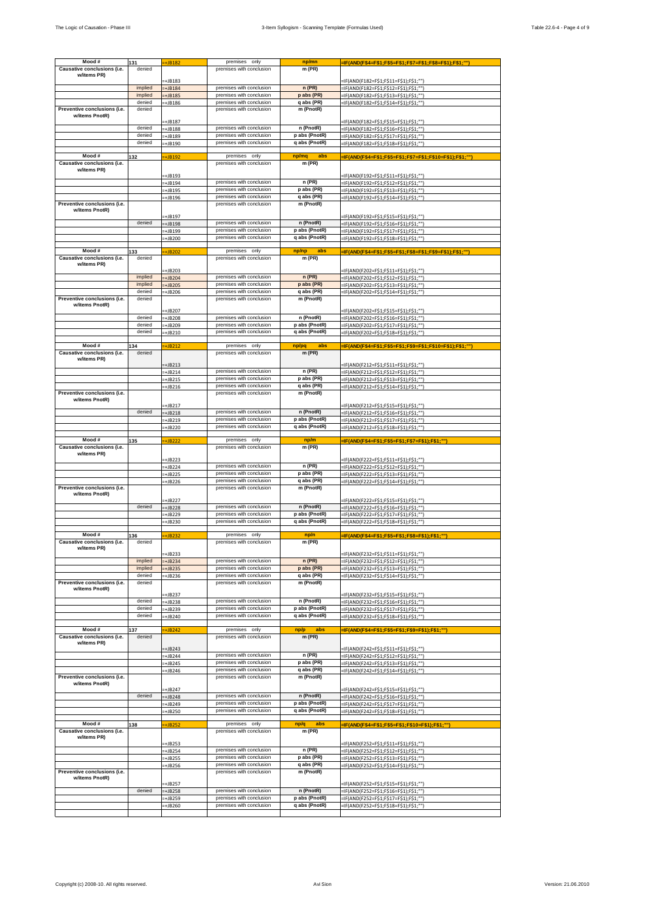| Mood # | 131 | =+JB182 | premises only | np/mn | =IF(AND(F$4=F$1;F$5=F$1;F$7=F$1;F$8=F$1);F$1;"") |
|---|---|---|---|---|---|
| Causative conclusions (i.e. w/items PR) | denied | =+JB183 | premises with conclusion | m (PR) | =IF(AND(F182=F$1;F$11=F$1);F$1;"") |
| | implied | =+JB184 | premises with conclusion | n (PR) | =IF(AND(F182=F$1;F$12=F$1);F$1;"") |
| | implied | =+JB185 | premises with conclusion | p abs (PR) | =IF(AND(F182=F$1;F$13=F$1);F$1;"") |
| | denied | =+JB186 | premises with conclusion | q abs (PR) | =IF(AND(F182=F$1;F$14=F$1);F$1;"") |
| Preventive conclusions (i.e. w/items PnotR) | denied | =+JB187 | premises with conclusion | m (PnotR) | =IF(AND(F182=F$1;F$15=F$1);F$1;"") |
| | denied | =+JB188 | premises with conclusion | n (PnotR) | =IF(AND(F182=F$1;F$16=F$1);F$1;"") |
| | denied | =+JB189 | premises with conclusion | p abs (PnotR) | =IF(AND(F182=F$1;F$17=F$1);F$1;"") |
| | denied | =+JB190 | premises with conclusion | q abs (PnotR) | =IF(AND(F182=F$1;F$18=F$1);F$1;"") |
| | | | | | |
| Mood # | 132 | =+JB192 | premises only | np/mq abs | =IF(AND(F$4=F$1;F$5=F$1;F$7=F$1;F$10=F$1);F$1;"") |
| Causative conclusions (i.e. w/items PR) | | =+JB193 | premises with conclusion | m (PR) | =IF(AND(F192=F$1;F$11=F$1);F$1;"") |
| | | =+JB194 | premises with conclusion | n (PR) | =IF(AND(F192=F$1;F$12=F$1);F$1;"") |
| | | =+JB195 | premises with conclusion | p abs (PR) | =IF(AND(F192=F$1;F$13=F$1);F$1;"") |
| | | =+JB196 | premises with conclusion | q abs (PR) | =IF(AND(F192=F$1;F$14=F$1);F$1;"") |
| Preventive conclusions (i.e. w/items PnotR) | | =+JB197 | premises with conclusion | m (PnotR) | =IF(AND(F192=F$1;F$15=F$1);F$1;"") |
| | denied | =+JB198 | premises with conclusion | n (PnotR) | =IF(AND(F192=F$1;F$16=F$1);F$1;"") |
| | | =+JB199 | premises with conclusion | p abs (PnotR) | =IF(AND(F192=F$1;F$17=F$1);F$1;"") |
| | | =+JB200 | premises with conclusion | q abs (PnotR) | =IF(AND(F192=F$1;F$18=F$1);F$1;"") |
| | | | | | |
| Mood # | 133 | =+JB202 | premises only | np/np abs | =IF(AND(F$4=F$1;F$5=F$1;F$8=F$1;F$9=F$1);F$1;"") |
| Causative conclusions (i.e. w/items PR) | denied | =+JB203 | premises with conclusion | m (PR) | =IF(AND(F202=F$1;F$11=F$1);F$1;"") |
| | implied | =+JB204 | premises with conclusion | n (PR) | =IF(AND(F202=F$1;F$12=F$1);F$1;"") |
| | implied | =+JB205 | premises with conclusion | p abs (PR) | =IF(AND(F202=F$1;F$13=F$1);F$1;"") |
| | denied | =+JB206 | premises with conclusion | q abs (PR) | =IF(AND(F202=F$1;F$14=F$1);F$1;"") |
| Preventive conclusions (i.e. w/items PnotR) | denied | =+JB207 | premises with conclusion | m (PnotR) | =IF(AND(F202=F$1;F$15=F$1);F$1;"") |
| | denied | =+JB208 | premises with conclusion | n (PnotR) | =IF(AND(F202=F$1;F$16=F$1);F$1;"") |
| | denied | =+JB209 | premises with conclusion | p abs (PnotR) | =IF(AND(F202=F$1;F$17=F$1);F$1;"") |
| | denied | =+JB210 | premises with conclusion | q abs (PnotR) | =IF(AND(F202=F$1;F$18=F$1);F$1;"") |
| | | | | | |
| Mood # | 134 | =+JB212 | premises only | np/pq abs | =IF(AND(F$4=F$1;F$5=F$1;F$9=F$1;F$10=F$1);F$1;"") |
| Causative conclusions (i.e. w/items PR) | denied | =+JB213 | premises with conclusion | m (PR) | =IF(AND(F212=F$1;F$11=F$1);F$1;"") |
| | | =+JB214 | premises with conclusion | n (PR) | =IF(AND(F212=F$1;F$12=F$1);F$1;"") |
| | | =+JB215 | premises with conclusion | p abs (PR) | =IF(AND(F212=F$1;F$13=F$1);F$1;"") |
| | | =+JB216 | premises with conclusion | q abs (PR) | =IF(AND(F212=F$1;F$14=F$1);F$1;"") |
| Preventive conclusions (i.e. w/items PnotR) | | =+JB217 | premises with conclusion | m (PnotR) | =IF(AND(F212=F$1;F$15=F$1);F$1;"") |
| | denied | =+JB218 | premises with conclusion | n (PnotR) | =IF(AND(F212=F$1;F$16=F$1);F$1;"") |
| | | =+JB219 | premises with conclusion | p abs (PnotR) | =IF(AND(F212=F$1;F$17=F$1);F$1;"") |
| | | =+JB220 | premises with conclusion | q abs (PnotR) | =IF(AND(F212=F$1;F$18=F$1);F$1;"") |
| | | | | | |
| Mood # | 135 | =+JB222 | premises only | np/m | =IF(AND(F$4=F$1;F$5=F$1;F$7=F$1);F$1;"") |
| Causative conclusions (i.e. w/items PR) | | =+JB223 | premises with conclusion | m (PR) | =IF(AND(F222=F$1;F$11=F$1);F$1;"") |
| | | =+JB224 | premises with conclusion | n (PR) | =IF(AND(F222=F$1;F$12=F$1);F$1;"") |
| | | =+JB225 | premises with conclusion | p abs (PR) | =IF(AND(F222=F$1;F$13=F$1);F$1;"") |
| | | =+JB226 | premises with conclusion | q abs (PR) | =IF(AND(F222=F$1;F$14=F$1);F$1;"") |
| Preventive conclusions (i.e. w/items PnotR) | | =+JB227 | premises with conclusion | m (PnotR) | =IF(AND(F222=F$1;F$15=F$1);F$1;"") |
| | denied | =+JB228 | premises with conclusion | n (PnotR) | =IF(AND(F222=F$1;F$16=F$1);F$1;"") |
| | | =+JB229 | premises with conclusion | p abs (PnotR) | =IF(AND(F222=F$1;F$17=F$1);F$1;"") |
| | | =+JB230 | premises with conclusion | q abs (PnotR) | =IF(AND(F222=F$1;F$18=F$1);F$1;"") |
| | | | | | |
| Mood # | 136 | =+JB232 | premises only | np/n | =IF(AND(F$4=F$1;F$5=F$1;F$8=F$1);F$1;"") |
| Causative conclusions (i.e. w/items PR) | denied | =+JB233 | premises with conclusion | m (PR) | =IF(AND(F232=F$1;F$11=F$1);F$1;"") |
| | implied | =+JB234 | premises with conclusion | n (PR) | =IF(AND(F232=F$1;F$12=F$1);F$1;"") |
| | implied | =+JB235 | premises with conclusion | p abs (PR) | =IF(AND(F232=F$1;F$13=F$1);F$1;"") |
| | denied | =+JB236 | premises with conclusion | q abs (PR) | =IF(AND(F232=F$1;F$14=F$1);F$1;"") |
| Preventive conclusions (i.e. w/items PnotR) | denied | =+JB237 | premises with conclusion | m (PnotR) | =IF(AND(F232=F$1;F$15=F$1);F$1;"") |
| | denied | =+JB238 | premises with conclusion | n (PnotR) | =IF(AND(F232=F$1;F$16=F$1);F$1;"") |
| | denied | =+JB239 | premises with conclusion | p abs (PnotR) | =IF(AND(F232=F$1;F$17=F$1);F$1;"") |
| | denied | =+JB240 | premises with conclusion | q abs (PnotR) | =IF(AND(F232=F$1;F$18=F$1);F$1;"") |
| | | | | | |
| Mood # | 137 | =+JB242 | premises only | np/p abs | =IF(AND(F$4=F$1;F$5=F$1;F$9=F$1);F$1;"") |
| Causative conclusions (i.e. w/items PR) | denied | =+JB243 | premises with conclusion | m (PR) | =IF(AND(F242=F$1;F$11=F$1);F$1;"") |
| | | =+JB244 | premises with conclusion | n (PR) | =IF(AND(F242=F$1;F$12=F$1);F$1;"") |
| | | =+JB245 | premises with conclusion | p abs (PR) | =IF(AND(F242=F$1;F$13=F$1);F$1;"") |
| | | =+JB246 | premises with conclusion | q abs (PR) | =IF(AND(F242=F$1;F$14=F$1);F$1;"") |
| Preventive conclusions (i.e. w/items PnotR) | | =+JB247 | premises with conclusion | m (PnotR) | =IF(AND(F242=F$1;F$15=F$1);F$1;"") |
| | denied | =+JB248 | premises with conclusion | n (PnotR) | =IF(AND(F242=F$1;F$16=F$1);F$1;"") |
| | | =+JB249 | premises with conclusion | p abs (PnotR) | =IF(AND(F242=F$1;F$17=F$1);F$1;"") |
| | | =+JB250 | premises with conclusion | q abs (PnotR) | =IF(AND(F242=F$1;F$18=F$1);F$1;"") |
| | | | | | |
| Mood # | 138 | =+JB252 | premises only | np/q abs | =IF(AND(F$4=F$1;F$5=F$1;F$10=F$1);F$1;"") |
| Causative conclusions (i.e. w/items PR) | | =+JB253 | premises with conclusion | m (PR) | =IF(AND(F252=F$1;F$11=F$1);F$1;"") |
| | | =+JB254 | premises with conclusion | n (PR) | =IF(AND(F252=F$1;F$12=F$1);F$1;"") |
| | | =+JB255 | premises with conclusion | p abs (PR) | =IF(AND(F252=F$1;F$13=F$1);F$1;"") |
| | | =+JB256 | premises with conclusion | q abs (PR) | =IF(AND(F252=F$1;F$14=F$1);F$1;"") |
| Preventive conclusions (i.e. w/items PnotR) | | =+JB257 | premises with conclusion | m (PnotR) | =IF(AND(F252=F$1;F$15=F$1);F$1;"") |
| | denied | =+JB258 | premises with conclusion | n (PnotR) | =IF(AND(F252=F$1;F$16=F$1);F$1;"") |
| | | =+JB259 | premises with conclusion | p abs (PnotR) | =IF(AND(F252=F$1;F$17=F$1);F$1;"") |
| | | =+JB260 | premises with conclusion | q abs (PnotR) | =IF(AND(F252=F$1;F$18=F$1);F$1;"") |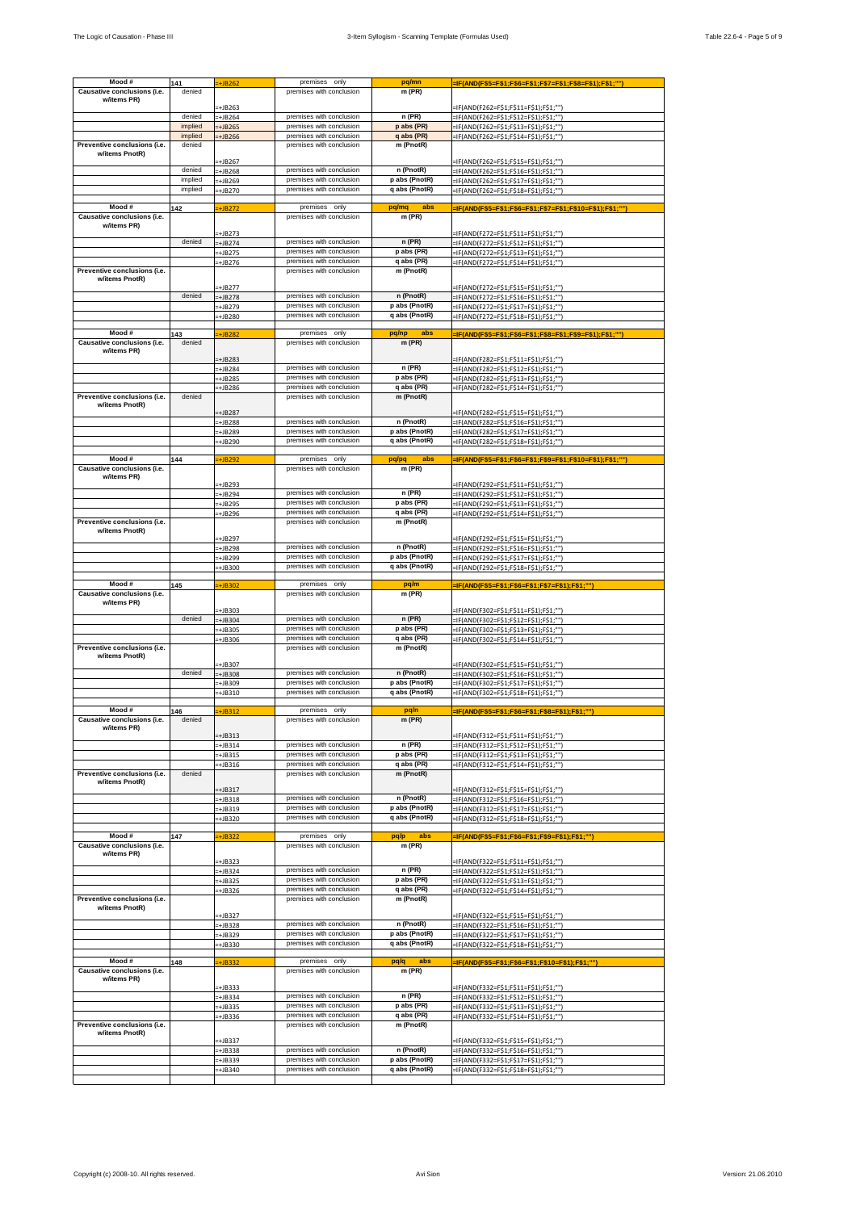| Mood # | 141 | =+JB262 | premises only | pq/mn | =IF(AND(F$5=F$1;F$6=F$1;F$7=F$1;F$8=F$1);F$1;"") |
|---|---|---|---|---|---|
| Causative conclusions (i.e. w/items PR) | denied | =+JB263 | premises with conclusion | m (PR) | =IF(AND(F262=F$1;F$11=F$1);F$1;"") |
| | denied | =+JB264 | premises with conclusion | n (PR) | =IF(AND(F262=F$1;F$12=F$1);F$1;"") |
| | implied | =+JB265 | premises with conclusion | p abs (PR) | =IF(AND(F262=F$1;F$13=F$1);F$1;"") |
| | implied | =+JB266 | premises with conclusion | q abs (PR) | =IF(AND(F262=F$1;F$14=F$1);F$1;"") |
| Preventive conclusions (i.e. w/items PnotR) | denied | =+JB267 | premises with conclusion | m (PnotR) | =IF(AND(F262=F$1;F$15=F$1);F$1;"") |
| | denied | =+JB268 | premises with conclusion | n (PnotR) | =IF(AND(F262=F$1;F$16=F$1);F$1;"") |
| | implied | =+JB269 | premises with conclusion | p abs (PnotR) | =IF(AND(F262=F$1;F$17=F$1);F$1;"") |
| | implied | =+JB270 | premises with conclusion | q abs (PnotR) | =IF(AND(F262=F$1;F$18=F$1);F$1;"") |
| | | | | | |
| Mood # | 142 | =+JB272 | premises only | pq/mq abs | =IF(AND(F$5=F$1;F$6=F$1;F$7=F$1;F$10=F$1);F$1;"") |
| Causative conclusions (i.e. w/items PR) | | =+JB273 | premises with conclusion | m (PR) | =IF(AND(F272=F$1;F$11=F$1);F$1;"") |
| | denied | =+JB274 | premises with conclusion | n (PR) | =IF(AND(F272=F$1;F$12=F$1);F$1;"") |
| | | =+JB275 | premises with conclusion | p abs (PR) | =IF(AND(F272=F$1;F$13=F$1);F$1;"") |
| | | =+JB276 | premises with conclusion | q abs (PR) | =IF(AND(F272=F$1;F$14=F$1);F$1;"") |
| Preventive conclusions (i.e. w/items PnotR) | | =+JB277 | premises with conclusion | m (PnotR) | =IF(AND(F272=F$1;F$15=F$1);F$1;"") |
| | denied | =+JB278 | premises with conclusion | n (PnotR) | =IF(AND(F272=F$1;F$16=F$1);F$1;"") |
| | | =+JB279 | premises with conclusion | p abs (PnotR) | =IF(AND(F272=F$1;F$17=F$1);F$1;"") |
| | | =+JB280 | premises with conclusion | q abs (PnotR) | =IF(AND(F272=F$1;F$18=F$1);F$1;"") |
| | | | | | |
| Mood # | 143 | =+JB282 | premises only | pq/np abs | =IF(AND(F$5=F$1;F$6=F$1;F$8=F$1;F$9=F$1);F$1;"") |
| Causative conclusions (i.e. w/items PR) | denied | =+JB283 | premises with conclusion | m (PR) | =IF(AND(F282=F$1;F$11=F$1);F$1;"") |
| | | =+JB284 | premises with conclusion | n (PR) | =IF(AND(F282=F$1;F$12=F$1);F$1;"") |
| | | =+JB285 | premises with conclusion | p abs (PR) | =IF(AND(F282=F$1;F$13=F$1);F$1;"") |
| | | =+JB286 | premises with conclusion | q abs (PR) | =IF(AND(F282=F$1;F$14=F$1);F$1;"") |
| Preventive conclusions (i.e. w/items PnotR) | denied | =+JB287 | premises with conclusion | m (PnotR) | =IF(AND(F282=F$1;F$15=F$1);F$1;"") |
| | | =+JB288 | premises with conclusion | n (PnotR) | =IF(AND(F282=F$1;F$16=F$1);F$1;"") |
| | | =+JB289 | premises with conclusion | p abs (PnotR) | =IF(AND(F282=F$1;F$17=F$1);F$1;"") |
| | | =+JB290 | premises with conclusion | q abs (PnotR) | =IF(AND(F282=F$1;F$18=F$1);F$1;"") |
| | | | | | |
| Mood # | 144 | =+JB292 | premises only | pq/pq abs | =IF(AND(F$5=F$1;F$6=F$1;F$9=F$1;F$10=F$1);F$1;"") |
| Causative conclusions (i.e. w/items PR) | | =+JB293 | premises with conclusion | m (PR) | =IF(AND(F292=F$1;F$11=F$1);F$1;"") |
| | | =+JB294 | premises with conclusion | n (PR) | =IF(AND(F292=F$1;F$12=F$1);F$1;"") |
| | | =+JB295 | premises with conclusion | p abs (PR) | =IF(AND(F292=F$1;F$13=F$1);F$1;"") |
| | | =+JB296 | premises with conclusion | q abs (PR) | =IF(AND(F292=F$1;F$14=F$1);F$1;"") |
| Preventive conclusions (i.e. w/items PnotR) | | =+JB297 | premises with conclusion | m (PnotR) | =IF(AND(F292=F$1;F$15=F$1);F$1;"") |
| | | =+JB298 | premises with conclusion | n (PnotR) | =IF(AND(F292=F$1;F$16=F$1);F$1;"") |
| | | =+JB299 | premises with conclusion | p abs (PnotR) | =IF(AND(F292=F$1;F$17=F$1);F$1;"") |
| | | =+JB300 | premises with conclusion | q abs (PnotR) | =IF(AND(F292=F$1;F$18=F$1);F$1;"") |
| | | | | | |
| Mood # | 145 | =+JB302 | premises only | pq/m | =IF(AND(F$5=F$1;F$6=F$1;F$7=F$1);F$1;"") |
| Causative conclusions (i.e. w/items PR) | | =+JB303 | premises with conclusion | m (PR) | =IF(AND(F302=F$1;F$11=F$1);F$1;"") |
| | denied | =+JB304 | premises with conclusion | n (PR) | =IF(AND(F302=F$1;F$12=F$1);F$1;"") |
| | | =+JB305 | premises with conclusion | p abs (PR) | =IF(AND(F302=F$1;F$13=F$1);F$1;"") |
| | | =+JB306 | premises with conclusion | q abs (PR) | =IF(AND(F302=F$1;F$14=F$1);F$1;"") |
| Preventive conclusions (i.e. w/items PnotR) | | =+JB307 | premises with conclusion | m (PnotR) | =IF(AND(F302=F$1;F$15=F$1);F$1;"") |
| | denied | =+JB308 | premises with conclusion | n (PnotR) | =IF(AND(F302=F$1;F$16=F$1);F$1;"") |
| | | =+JB309 | premises with conclusion | p abs (PnotR) | =IF(AND(F302=F$1;F$17=F$1);F$1;"") |
| | | =+JB310 | premises with conclusion | q abs (PnotR) | =IF(AND(F302=F$1;F$18=F$1);F$1;"") |
| | | | | | |
| Mood # | 146 | =+JB312 | premises only | pq/n | =IF(AND(F$5=F$1;F$6=F$1;F$8=F$1);F$1;"") |
| Causative conclusions (i.e. w/items PR) | denied | =+JB313 | premises with conclusion | m (PR) | =IF(AND(F312=F$1;F$11=F$1);F$1;"") |
| | | =+JB314 | premises with conclusion | n (PR) | =IF(AND(F312=F$1;F$12=F$1);F$1;"") |
| | | =+JB315 | premises with conclusion | p abs (PR) | =IF(AND(F312=F$1;F$13=F$1);F$1;"") |
| | | =+JB316 | premises with conclusion | q abs (PR) | =IF(AND(F312=F$1;F$14=F$1);F$1;"") |
| Preventive conclusions (i.e. w/items PnotR) | denied | =+JB317 | premises with conclusion | m (PnotR) | =IF(AND(F312=F$1;F$15=F$1);F$1;"") |
| | | =+JB318 | premises with conclusion | n (PnotR) | =IF(AND(F312=F$1;F$16=F$1);F$1;"") |
| | | =+JB319 | premises with conclusion | p abs (PnotR) | =IF(AND(F312=F$1;F$17=F$1);F$1;"") |
| | | =+JB320 | premises with conclusion | q abs (PnotR) | =IF(AND(F312=F$1;F$18=F$1);F$1;"") |
| | | | | | |
| Mood # | 147 | =+JB322 | premises only | pq/p abs | =IF(AND(F$5=F$1;F$6=F$1;F$9=F$1);F$1;"") |
| Causative conclusions (i.e. w/items PR) | | =+JB323 | premises with conclusion | m (PR) | =IF(AND(F322=F$1;F$11=F$1);F$1;"") |
| | | =+JB324 | premises with conclusion | n (PR) | =IF(AND(F322=F$1;F$12=F$1);F$1;"") |
| | | =+JB325 | premises with conclusion | p abs (PR) | =IF(AND(F322=F$1;F$13=F$1);F$1;"") |
| | | =+JB326 | premises with conclusion | q abs (PR) | =IF(AND(F322=F$1;F$14=F$1);F$1;"") |
| Preventive conclusions (i.e. w/items PnotR) | | =+JB327 | premises with conclusion | m (PnotR) | =IF(AND(F322=F$1;F$15=F$1);F$1;"") |
| | | =+JB328 | premises with conclusion | n (PnotR) | =IF(AND(F322=F$1;F$16=F$1);F$1;"") |
| | | =+JB329 | premises with conclusion | p abs (PnotR) | =IF(AND(F322=F$1;F$17=F$1);F$1;"") |
| | | =+JB330 | premises with conclusion | q abs (PnotR) | =IF(AND(F322=F$1;F$18=F$1);F$1;"") |
| | | | | | |
| Mood # | 148 | =+JB332 | premises only | pq/q abs | =IF(AND(F$5=F$1;F$6=F$1;F$10=F$1);F$1;"") |
| Causative conclusions (i.e. w/items PR) | | =+JB333 | premises with conclusion | m (PR) | =IF(AND(F332=F$1;F$11=F$1);F$1;"") |
| | | =+JB334 | premises with conclusion | n (PR) | =IF(AND(F332=F$1;F$12=F$1);F$1;"") |
| | | =+JB335 | premises with conclusion | p abs (PR) | =IF(AND(F332=F$1;F$13=F$1);F$1;"") |
| | | =+JB336 | premises with conclusion | q abs (PR) | =IF(AND(F332=F$1;F$14=F$1);F$1;"") |
| Preventive conclusions (i.e. w/items PnotR) | | =+JB337 | premises with conclusion | m (PnotR) | =IF(AND(F332=F$1;F$15=F$1);F$1;"") |
| | | =+JB338 | premises with conclusion | n (PnotR) | =IF(AND(F332=F$1;F$16=F$1);F$1;"") |
| | | =+JB339 | premises with conclusion | p abs (PnotR) | =IF(AND(F332=F$1;F$17=F$1);F$1;"") |
| | | =+JB340 | premises with conclusion | q abs (PnotR) | =IF(AND(F332=F$1;F$18=F$1);F$1;"") |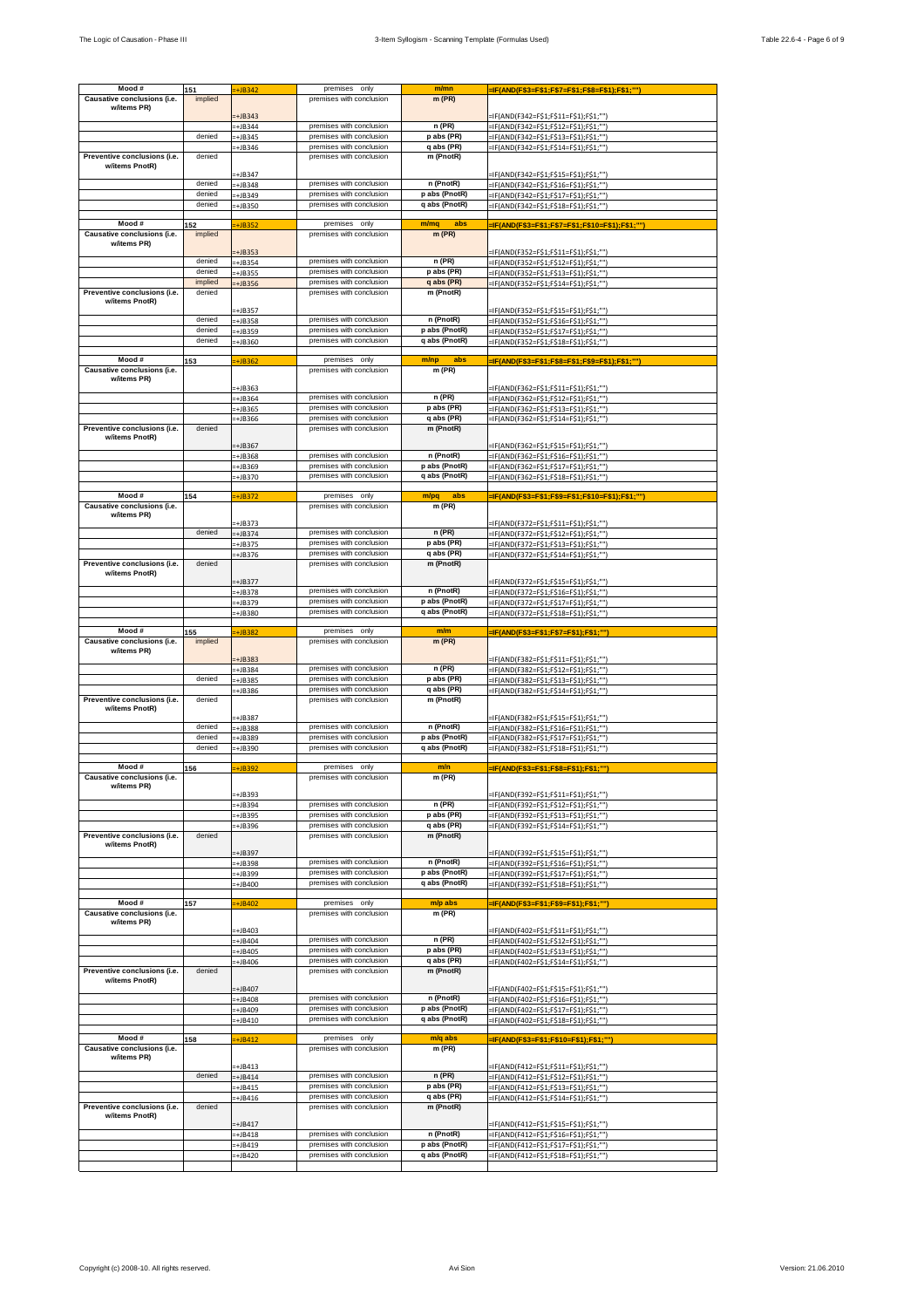| Mood # | 151 | =+JB342 | premises only | m/mn | =IF(AND(F$3=F$1;F$7=F$1;F$8=F$1);F$1;"") |
|---|---|---|---|---|---|
| Causative conclusions (i.e. w/items PR) | implied | =+JB343 | premises with conclusion | m (PR) | =IF(AND(F342=F$1;F$11=F$1);F$1;"") |
| | | =+JB344 | premises with conclusion | n (PR) | =IF(AND(F342=F$1;F$12=F$1);F$1;"") |
| | denied | =+JB345 | premises with conclusion | p abs (PR) | =IF(AND(F342=F$1;F$13=F$1);F$1;"") |
| | | =+JB346 | premises with conclusion | q abs (PR) | =IF(AND(F342=F$1;F$14=F$1);F$1;"") |
| Preventive conclusions (i.e. w/items PnotR) | denied | =+JB347 | premises with conclusion | m (PnotR) | =IF(AND(F342=F$1;F$15=F$1);F$1;"") |
| | denied | =+JB348 | premises with conclusion | n (PnotR) | =IF(AND(F342=F$1;F$16=F$1);F$1;"") |
| | denied | =+JB349 | premises with conclusion | p abs (PnotR) | =IF(AND(F342=F$1;F$17=F$1);F$1;"") |
| | denied | =+JB350 | premises with conclusion | q abs (PnotR) | =IF(AND(F342=F$1;F$18=F$1);F$1;"") |
| | | | | | |
| Mood # | 152 | =+JB352 | premises only | m/mq abs | =IF(AND(F$3=F$1;F$7=F$1;F$10=F$1);F$1;"") |
| Causative conclusions (i.e. w/items PR) | implied | =+JB353 | premises with conclusion | m (PR) | =IF(AND(F352=F$1;F$11=F$1);F$1;"") |
| | denied | =+JB354 | premises with conclusion | n (PR) | =IF(AND(F352=F$1;F$12=F$1);F$1;"") |
| | denied | =+JB355 | premises with conclusion | p abs (PR) | =IF(AND(F352=F$1;F$13=F$1);F$1;"") |
| | implied | =+JB356 | premises with conclusion | q abs (PR) | =IF(AND(F352=F$1;F$14=F$1);F$1;"") |
| Preventive conclusions (i.e. w/items PnotR) | denied | =+JB357 | premises with conclusion | m (PnotR) | =IF(AND(F352=F$1;F$15=F$1);F$1;"") |
| | denied | =+JB358 | premises with conclusion | n (PnotR) | =IF(AND(F352=F$1;F$16=F$1);F$1;"") |
| | denied | =+JB359 | premises with conclusion | p abs (PnotR) | =IF(AND(F352=F$1;F$17=F$1);F$1;"") |
| | denied | =+JB360 | premises with conclusion | q abs (PnotR) | =IF(AND(F352=F$1;F$18=F$1);F$1;"") |
| | | | | | |
| Mood # | 153 | =+JB362 | premises only | m/np abs | =IF(AND(F$3=F$1;F$8=F$1;F$9=F$1);F$1;"") |
| Causative conclusions (i.e. w/items PR) | | =+JB363 | premises with conclusion | m (PR) | =IF(AND(F362=F$1;F$11=F$1);F$1;"") |
| | | =+JB364 | premises with conclusion | n (PR) | =IF(AND(F362=F$1;F$12=F$1);F$1;"") |
| | | =+JB365 | premises with conclusion | p abs (PR) | =IF(AND(F362=F$1;F$13=F$1);F$1;"") |
| | | =+JB366 | premises with conclusion | q abs (PR) | =IF(AND(F362=F$1;F$14=F$1);F$1;"") |
| Preventive conclusions (i.e. w/items PnotR) | denied | =+JB367 | premises with conclusion | m (PnotR) | =IF(AND(F362=F$1;F$15=F$1);F$1;"") |
| | | =+JB368 | premises with conclusion | n (PnotR) | =IF(AND(F362=F$1;F$16=F$1);F$1;"") |
| | | =+JB369 | premises with conclusion | p abs (PnotR) | =IF(AND(F362=F$1;F$17=F$1);F$1;"") |
| | | =+JB370 | premises with conclusion | q abs (PnotR) | =IF(AND(F362=F$1;F$18=F$1);F$1;"") |
| | | | | | |
| Mood # | 154 | =+JB372 | premises only | m/pq abs | =IF(AND(F$3=F$1;F$9=F$1;F$10=F$1);F$1;"") |
| Causative conclusions (i.e. w/items PR) | | =+JB373 | premises with conclusion | m (PR) | =IF(AND(F372=F$1;F$11=F$1);F$1;"") |
| | denied | =+JB374 | premises with conclusion | n (PR) | =IF(AND(F372=F$1;F$12=F$1);F$1;"") |
| | | =+JB375 | premises with conclusion | p abs (PR) | =IF(AND(F372=F$1;F$13=F$1);F$1;"") |
| | | =+JB376 | premises with conclusion | q abs (PR) | =IF(AND(F372=F$1;F$14=F$1);F$1;"") |
| Preventive conclusions (i.e. w/items PnotR) | denied | =+JB377 | premises with conclusion | m (PnotR) | =IF(AND(F372=F$1;F$15=F$1);F$1;"") |
| | | =+JB378 | premises with conclusion | n (PnotR) | =IF(AND(F372=F$1;F$16=F$1);F$1;"") |
| | | =+JB379 | premises with conclusion | p abs (PnotR) | =IF(AND(F372=F$1;F$17=F$1);F$1;"") |
| | | =+JB380 | premises with conclusion | q abs (PnotR) | =IF(AND(F372=F$1;F$18=F$1);F$1;"") |
| | | | | | |
| Mood # | 155 | =+JB382 | premises only | m/m | =IF(AND(F$3=F$1;F$7=F$1);F$1;"") |
| Causative conclusions (i.e. w/items PR) | implied | =+JB383 | premises with conclusion | m (PR) | =IF(AND(F382=F$1;F$11=F$1);F$1;"") |
| | | =+JB384 | premises with conclusion | n (PR) | =IF(AND(F382=F$1;F$12=F$1);F$1;"") |
| | denied | =+JB385 | premises with conclusion | p abs (PR) | =IF(AND(F382=F$1;F$13=F$1);F$1;"") |
| | | =+JB386 | premises with conclusion | q abs (PR) | =IF(AND(F382=F$1;F$14=F$1);F$1;"") |
| Preventive conclusions (i.e. w/items PnotR) | denied | =+JB387 | premises with conclusion | m (PnotR) | =IF(AND(F382=F$1;F$15=F$1);F$1;"") |
| | denied | =+JB388 | premises with conclusion | n (PnotR) | =IF(AND(F382=F$1;F$16=F$1);F$1;"") |
| | denied | =+JB389 | premises with conclusion | p abs (PnotR) | =IF(AND(F382=F$1;F$17=F$1);F$1;"") |
| | denied | =+JB390 | premises with conclusion | q abs (PnotR) | =IF(AND(F382=F$1;F$18=F$1);F$1;"") |
| | | | | | |
| Mood # | 156 | =+JB392 | premises only | m/n | =IF(AND(F$3=F$1;F$8=F$1);F$1;"") |
| Causative conclusions (i.e. w/items PR) | | =+JB393 | premises with conclusion | m (PR) | =IF(AND(F392=F$1;F$11=F$1);F$1;"") |
| | | =+JB394 | premises with conclusion | n (PR) | =IF(AND(F392=F$1;F$12=F$1);F$1;"") |
| | | =+JB395 | premises with conclusion | p abs (PR) | =IF(AND(F392=F$1;F$13=F$1);F$1;"") |
| | | =+JB396 | premises with conclusion | q abs (PR) | =IF(AND(F392=F$1;F$14=F$1);F$1;"") |
| Preventive conclusions (i.e. w/items PnotR) | denied | =+JB397 | premises with conclusion | m (PnotR) | =IF(AND(F392=F$1;F$15=F$1);F$1;"") |
| | | =+JB398 | premises with conclusion | n (PnotR) | =IF(AND(F392=F$1;F$16=F$1);F$1;"") |
| | | =+JB399 | premises with conclusion | p abs (PnotR) | =IF(AND(F392=F$1;F$17=F$1);F$1;"") |
| | | =+JB400 | premises with conclusion | q abs (PnotR) | =IF(AND(F392=F$1;F$18=F$1);F$1;"") |
| | | | | | |
| Mood # | 157 | =+JB402 | premises only | m/p abs | =IF(AND(F$3=F$1;F$9=F$1);F$1;"") |
| Causative conclusions (i.e. w/items PR) | | =+JB403 | premises with conclusion | m (PR) | =IF(AND(F402=F$1;F$11=F$1);F$1;"") |
| | | =+JB404 | premises with conclusion | n (PR) | =IF(AND(F402=F$1;F$12=F$1);F$1;"") |
| | | =+JB405 | premises with conclusion | p abs (PR) | =IF(AND(F402=F$1;F$13=F$1);F$1;"") |
| | | =+JB406 | premises with conclusion | q abs (PR) | =IF(AND(F402=F$1;F$14=F$1);F$1;"") |
| Preventive conclusions (i.e. w/items PnotR) | denied | =+JB407 | premises with conclusion | m (PnotR) | =IF(AND(F402=F$1;F$15=F$1);F$1;"") |
| | | =+JB408 | premises with conclusion | n (PnotR) | =IF(AND(F402=F$1;F$16=F$1);F$1;"") |
| | | =+JB409 | premises with conclusion | p abs (PnotR) | =IF(AND(F402=F$1;F$17=F$1);F$1;"") |
| | | =+JB410 | premises with conclusion | q abs (PnotR) | =IF(AND(F402=F$1;F$18=F$1);F$1;"") |
| | | | | | |
| Mood # | 158 | =+JB412 | premises only | m/q abs | =IF(AND(F$3=F$1;F$10=F$1);F$1;"") |
| Causative conclusions (i.e. w/items PR) | | =+JB413 | premises with conclusion | m (PR) | =IF(AND(F412=F$1;F$11=F$1);F$1;"") |
| | denied | =+JB414 | premises with conclusion | n (PR) | =IF(AND(F412=F$1;F$12=F$1);F$1;"") |
| | | =+JB415 | premises with conclusion | p abs (PR) | =IF(AND(F412=F$1;F$13=F$1);F$1;"") |
| | | =+JB416 | premises with conclusion | q abs (PR) | =IF(AND(F412=F$1;F$14=F$1);F$1;"") |
| Preventive conclusions (i.e. w/items PnotR) | denied | =+JB417 | premises with conclusion | m (PnotR) | =IF(AND(F412=F$1;F$15=F$1);F$1;"") |
| | | =+JB418 | premises with conclusion | n (PnotR) | =IF(AND(F412=F$1;F$16=F$1);F$1;"") |
| | | =+JB419 | premises with conclusion | p abs (PnotR) | =IF(AND(F412=F$1;F$17=F$1);F$1;"") |
| | | =+JB420 | premises with conclusion | q abs (PnotR) | =IF(AND(F412=F$1;F$18=F$1);F$1;"") |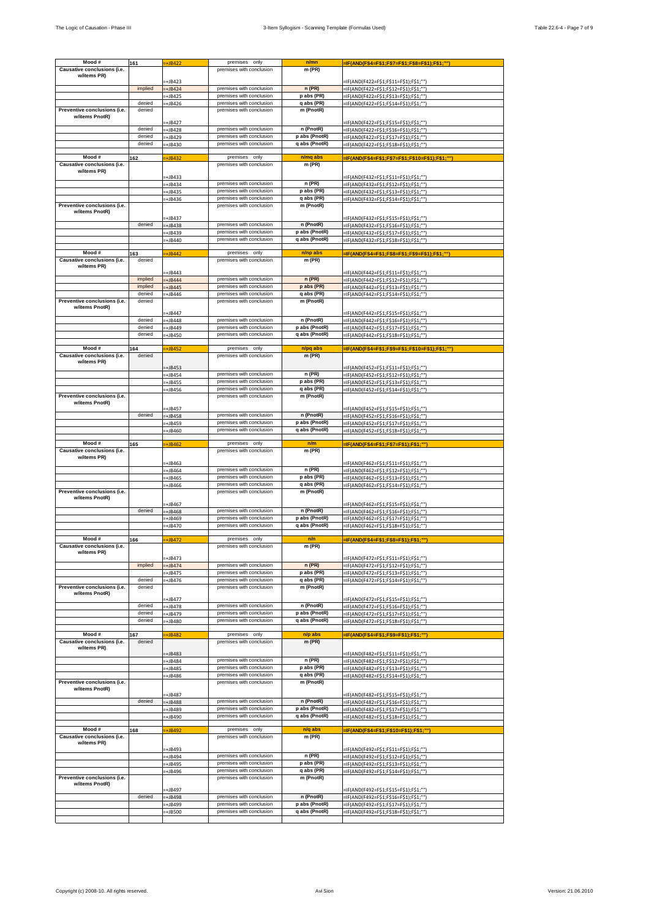| Mood # | 161 | =+JB422 | premises only | n/mn | =IF(AND(F$4=F$1;F$7=F$1;F$8=F$1);F$1;"") |
|---|---|---|---|---|---|
| Causative conclusions (i.e. w/items PR) | | =+JB423 | premises with conclusion | m (PR) | =IF(AND(F422=F$1;F$11=F$1);F$1;"") |
| | implied | =+JB424 | premises with conclusion | n (PR) | =IF(AND(F422=F$1;F$12=F$1);F$1;"") |
| | | =+JB425 | premises with conclusion | p abs (PR) | =IF(AND(F422=F$1;F$13=F$1);F$1;"") |
| | denied | =+JB426 | premises with conclusion | q abs (PR) | =IF(AND(F422=F$1;F$14=F$1);F$1;"") |
| Preventive conclusions (i.e. w/items PnotR) | denied | =+JB427 | premises with conclusion | m (PnotR) | =IF(AND(F422=F$1;F$15=F$1);F$1;"") |
| | denied | =+JB428 | premises with conclusion | n (PnotR) | =IF(AND(F422=F$1;F$16=F$1);F$1;"") |
| | denied | =+JB429 | premises with conclusion | p abs (PnotR) | =IF(AND(F422=F$1;F$17=F$1);F$1;"") |
| | denied | =+JB430 | premises with conclusion | q abs (PnotR) | =IF(AND(F422=F$1;F$18=F$1);F$1;"") |
| | | | | | |
| Mood # | 162 | =+JB432 | premises only | n/mq abs | =IF(AND(F$4=F$1;F$7=F$1;F$10=F$1);F$1;"") |
| Causative conclusions (i.e. w/items PR) | | =+JB433 | premises with conclusion | m (PR) | =IF(AND(F432=F$1;F$11=F$1);F$1;"") |
| | | =+JB434 | premises with conclusion | n (PR) | =IF(AND(F432=F$1;F$12=F$1);F$1;"") |
| | | =+JB435 | premises with conclusion | p abs (PR) | =IF(AND(F432=F$1;F$13=F$1);F$1;"") |
| | | =+JB436 | premises with conclusion | q abs (PR) | =IF(AND(F432=F$1;F$14=F$1);F$1;"") |
| Preventive conclusions (i.e. w/items PnotR) | | =+JB437 | premises with conclusion | m (PnotR) | =IF(AND(F432=F$1;F$15=F$1);F$1;"") |
| | denied | =+JB438 | premises with conclusion | n (PnotR) | =IF(AND(F432=F$1;F$16=F$1);F$1;"") |
| | | =+JB439 | premises with conclusion | p abs (PnotR) | =IF(AND(F432=F$1;F$17=F$1);F$1;"") |
| | | =+JB440 | premises with conclusion | q abs (PnotR) | =IF(AND(F432=F$1;F$18=F$1);F$1;"") |
| | | | | | |
| Mood # | 163 | =+JB442 | premises only | n/np abs | =IF(AND(F$4=F$1;F$8=F$1;F$9=F$1);F$1;"") |
| Causative conclusions (i.e. w/items PR) | denied | =+JB443 | premises with conclusion | m (PR) | =IF(AND(F442=F$1;F$11=F$1);F$1;"") |
| | implied | =+JB444 | premises with conclusion | n (PR) | =IF(AND(F442=F$1;F$12=F$1);F$1;"") |
| | implied | =+JB445 | premises with conclusion | p abs (PR) | =IF(AND(F442=F$1;F$13=F$1);F$1;"") |
| | denied | =+JB446 | premises with conclusion | q abs (PR) | =IF(AND(F442=F$1;F$14=F$1);F$1;"") |
| Preventive conclusions (i.e. w/items PnotR) | denied | =+JB447 | premises with conclusion | m (PnotR) | =IF(AND(F442=F$1;F$15=F$1);F$1;"") |
| | denied | =+JB448 | premises with conclusion | n (PnotR) | =IF(AND(F442=F$1;F$16=F$1);F$1;"") |
| | denied | =+JB449 | premises with conclusion | p abs (PnotR) | =IF(AND(F442=F$1;F$17=F$1);F$1;"") |
| | denied | =+JB450 | premises with conclusion | q abs (PnotR) | =IF(AND(F442=F$1;F$18=F$1);F$1;"") |
| | | | | | |
| Mood # | 164 | =+JB452 | premises only | n/pq abs | =IF(AND(F$4=F$1;F$9=F$1;F$10=F$1);F$1;"") |
| Causative conclusions (i.e. w/items PR) | denied | =+JB453 | premises with conclusion | m (PR) | =IF(AND(F452=F$1;F$11=F$1);F$1;"") |
| | | =+JB454 | premises with conclusion | n (PR) | =IF(AND(F452=F$1;F$12=F$1);F$1;"") |
| | | =+JB455 | premises with conclusion | p abs (PR) | =IF(AND(F452=F$1;F$13=F$1);F$1;"") |
| | | =+JB456 | premises with conclusion | q abs (PR) | =IF(AND(F452=F$1;F$14=F$1);F$1;"") |
| Preventive conclusions (i.e. w/items PnotR) | | =+JB457 | premises with conclusion | m (PnotR) | =IF(AND(F452=F$1;F$15=F$1);F$1;"") |
| | denied | =+JB458 | premises with conclusion | n (PnotR) | =IF(AND(F452=F$1;F$16=F$1);F$1;"") |
| | | =+JB459 | premises with conclusion | p abs (PnotR) | =IF(AND(F452=F$1;F$17=F$1);F$1;"") |
| | | =+JB460 | premises with conclusion | q abs (PnotR) | =IF(AND(F452=F$1;F$18=F$1);F$1;"") |
| | | | | | |
| Mood # | 165 | =+JB462 | premises only | n/m | =IF(AND(F$4=F$1;F$7=F$1);F$1;"") |
| Causative conclusions (i.e. w/items PR) | | =+JB463 | premises with conclusion | m (PR) | =IF(AND(F462=F$1;F$11=F$1);F$1;"") |
| | | =+JB464 | premises with conclusion | n (PR) | =IF(AND(F462=F$1;F$12=F$1);F$1;"") |
| | | =+JB465 | premises with conclusion | p abs (PR) | =IF(AND(F462=F$1;F$13=F$1);F$1;"") |
| | | =+JB466 | premises with conclusion | q abs (PR) | =IF(AND(F462=F$1;F$14=F$1);F$1;"") |
| Preventive conclusions (i.e. w/items PnotR) | | =+JB467 | premises with conclusion | m (PnotR) | =IF(AND(F462=F$1;F$15=F$1);F$1;"") |
| | denied | =+JB468 | premises with conclusion | n (PnotR) | =IF(AND(F462=F$1;F$16=F$1);F$1;"") |
| | | =+JB469 | premises with conclusion | p abs (PnotR) | =IF(AND(F462=F$1;F$17=F$1);F$1;"") |
| | | =+JB470 | premises with conclusion | q abs (PnotR) | =IF(AND(F462=F$1;F$18=F$1);F$1;"") |
| | | | | | |
| Mood # | 166 | =+JB472 | premises only | n/n | =IF(AND(F$4=F$1;F$8=F$1);F$1;"") |
| Causative conclusions (i.e. w/items PR) | | =+JB473 | premises with conclusion | m (PR) | =IF(AND(F472=F$1;F$11=F$1);F$1;"") |
| | implied | =+JB474 | premises with conclusion | n (PR) | =IF(AND(F472=F$1;F$12=F$1);F$1;"") |
| | | =+JB475 | premises with conclusion | p abs (PR) | =IF(AND(F472=F$1;F$13=F$1);F$1;"") |
| | denied | =+JB476 | premises with conclusion | q abs (PR) | =IF(AND(F472=F$1;F$14=F$1);F$1;"") |
| Preventive conclusions (i.e. w/items PnotR) | denied | =+JB477 | premises with conclusion | m (PnotR) | =IF(AND(F472=F$1;F$15=F$1);F$1;"") |
| | denied | =+JB478 | premises with conclusion | n (PnotR) | =IF(AND(F472=F$1;F$16=F$1);F$1;"") |
| | denied | =+JB479 | premises with conclusion | p abs (PnotR) | =IF(AND(F472=F$1;F$17=F$1);F$1;"") |
| | denied | =+JB480 | premises with conclusion | q abs (PnotR) | =IF(AND(F472=F$1;F$18=F$1);F$1;"") |
| | | | | | |
| Mood # | 167 | =+JB482 | premises only | n/p abs | =IF(AND(F$4=F$1;F$9=F$1);F$1;"") |
| Causative conclusions (i.e. w/items PR) | denied | =+JB483 | premises with conclusion | m (PR) | =IF(AND(F482=F$1;F$11=F$1);F$1;"") |
| | | =+JB484 | premises with conclusion | n (PR) | =IF(AND(F482=F$1;F$12=F$1);F$1;"") |
| | | =+JB485 | premises with conclusion | p abs (PR) | =IF(AND(F482=F$1;F$13=F$1);F$1;"") |
| | | =+JB486 | premises with conclusion | q abs (PR) | =IF(AND(F482=F$1;F$14=F$1);F$1;"") |
| Preventive conclusions (i.e. w/items PnotR) | | =+JB487 | premises with conclusion | m (PnotR) | =IF(AND(F482=F$1;F$15=F$1);F$1;"") |
| | denied | =+JB488 | premises with conclusion | n (PnotR) | =IF(AND(F482=F$1;F$16=F$1);F$1;"") |
| | | =+JB489 | premises with conclusion | p abs (PnotR) | =IF(AND(F482=F$1;F$17=F$1);F$1;"") |
| | | =+JB490 | premises with conclusion | q abs (PnotR) | =IF(AND(F482=F$1;F$18=F$1);F$1;"") |
| | | | | | |
| Mood # | 168 | =+JB492 | premises only | n/q abs | =IF(AND(F$4=F$1;F$10=F$1);F$1;"") |
| Causative conclusions (i.e. w/items PR) | | =+JB493 | premises with conclusion | m (PR) | =IF(AND(F492=F$1;F$11=F$1);F$1;"") |
| | | =+JB494 | premises with conclusion | n (PR) | =IF(AND(F492=F$1;F$12=F$1);F$1;"") |
| | | =+JB495 | premises with conclusion | p abs (PR) | =IF(AND(F492=F$1;F$13=F$1);F$1;"") |
| | | =+JB496 | premises with conclusion | q abs (PR) | =IF(AND(F492=F$1;F$14=F$1);F$1;"") |
| Preventive conclusions (i.e. w/items PnotR) | | =+JB497 | premises with conclusion | m (PnotR) | =IF(AND(F492=F$1;F$15=F$1);F$1;"") |
| | denied | =+JB498 | premises with conclusion | n (PnotR) | =IF(AND(F492=F$1;F$16=F$1);F$1;"") |
| | | =+JB499 | premises with conclusion | p abs (PnotR) | =IF(AND(F492=F$1;F$17=F$1);F$1;"") |
| | | =+JB500 | premises with conclusion | q abs (PnotR) | =IF(AND(F492=F$1;F$18=F$1);F$1;"") |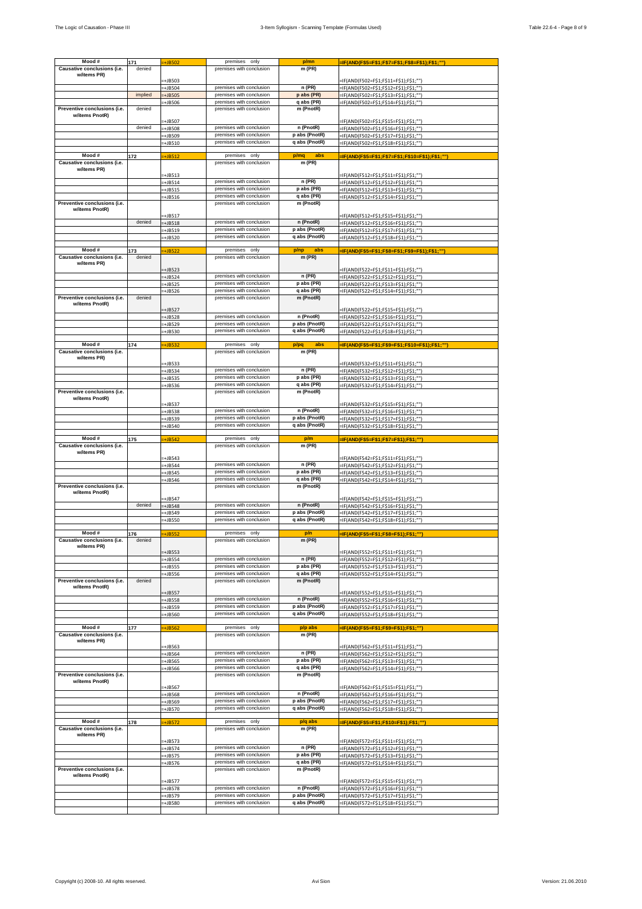| Mood # | 171 | =+JB502 | premises only | p/mn | =IF(AND(F$5=F$1;F$7=F$1;F$8=F$1);F$1;"") |
|---|---|---|---|---|---|
| Causative conclusions (i.e. w/items PR) | denied | =+JB503 | premises with conclusion | m (PR) | =IF(AND(F502=F$1;F$11=F$1);F$1;"") |
| | | =+JB504 | premises with conclusion | n (PR) | =IF(AND(F502=F$1;F$12=F$1);F$1;"") |
| | implied | =+JB505 | premises with conclusion | p abs (PR) | =IF(AND(F502=F$1;F$13=F$1);F$1;"") |
| | | =+JB506 | premises with conclusion | q abs (PR) | =IF(AND(F502=F$1;F$14=F$1);F$1;"") |
| Preventive conclusions (i.e. w/items PnotR) | denied | =+JB507 | premises with conclusion | m (PnotR) | =IF(AND(F502=F$1;F$15=F$1);F$1;"") |
| | denied | =+JB508 | premises with conclusion | n (PnotR) | =IF(AND(F502=F$1;F$16=F$1);F$1;"") |
| | | =+JB509 | premises with conclusion | p abs (PnotR) | =IF(AND(F502=F$1;F$17=F$1);F$1;"") |
| | | =+JB510 | premises with conclusion | q abs (PnotR) | =IF(AND(F502=F$1;F$18=F$1);F$1;"") |
| | | | | | |
| Mood # | 172 | =+JB512 | premises only | p/mq abs | =IF(AND(F$5=F$1;F$7=F$1;F$10=F$1);F$1;"") |
| Causative conclusions (i.e. w/items PR) | | =+JB513 | premises with conclusion | m (PR) | =IF(AND(F512=F$1;F$11=F$1);F$1;"") |
| | | =+JB514 | premises with conclusion | n (PR) | =IF(AND(F512=F$1;F$12=F$1);F$1;"") |
| | | =+JB515 | premises with conclusion | p abs (PR) | =IF(AND(F512=F$1;F$13=F$1);F$1;"") |
| | | =+JB516 | premises with conclusion | q abs (PR) | =IF(AND(F512=F$1;F$14=F$1);F$1;"") |
| Preventive conclusions (i.e. w/items PnotR) | | =+JB517 | premises with conclusion | m (PnotR) | =IF(AND(F512=F$1;F$15=F$1);F$1;"") |
| | denied | =+JB518 | premises with conclusion | n (PnotR) | =IF(AND(F512=F$1;F$16=F$1);F$1;"") |
| | | =+JB519 | premises with conclusion | p abs (PnotR) | =IF(AND(F512=F$1;F$17=F$1);F$1;"") |
| | | =+JB520 | premises with conclusion | q abs (PnotR) | =IF(AND(F512=F$1;F$18=F$1);F$1;"") |
| | | | | | |
| Mood # | 173 | =+JB522 | premises only | p/np abs | =IF(AND(F$5=F$1;F$8=F$1;F$9=F$1);F$1;"") |
| Causative conclusions (i.e. w/items PR) | denied | =+JB523 | premises with conclusion | m (PR) | =IF(AND(F522=F$1;F$11=F$1);F$1;"") |
| | | =+JB524 | premises with conclusion | n (PR) | =IF(AND(F522=F$1;F$12=F$1);F$1;"") |
| | | =+JB525 | premises with conclusion | p abs (PR) | =IF(AND(F522=F$1;F$13=F$1);F$1;"") |
| | | =+JB526 | premises with conclusion | q abs (PR) | =IF(AND(F522=F$1;F$14=F$1);F$1;"") |
| Preventive conclusions (i.e. w/items PnotR) | denied | =+JB527 | premises with conclusion | m (PnotR) | =IF(AND(F522=F$1;F$15=F$1);F$1;"") |
| | | =+JB528 | premises with conclusion | n (PnotR) | =IF(AND(F522=F$1;F$16=F$1);F$1;"") |
| | | =+JB529 | premises with conclusion | p abs (PnotR) | =IF(AND(F522=F$1;F$17=F$1);F$1;"") |
| | | =+JB530 | premises with conclusion | q abs (PnotR) | =IF(AND(F522=F$1;F$18=F$1);F$1;"") |
| | | | | | |
| Mood # | 174 | =+JB532 | premises only | p/pq abs | =IF(AND(F$5=F$1;F$9=F$1;F$10=F$1);F$1;"") |
| Causative conclusions (i.e. w/items PR) | | =+JB533 | premises with conclusion | m (PR) | =IF(AND(F532=F$1;F$11=F$1);F$1;"") |
| | | =+JB534 | premises with conclusion | n (PR) | =IF(AND(F532=F$1;F$12=F$1);F$1;"") |
| | | =+JB535 | premises with conclusion | p abs (PR) | =IF(AND(F532=F$1;F$13=F$1);F$1;"") |
| | | =+JB536 | premises with conclusion | q abs (PR) | =IF(AND(F532=F$1;F$14=F$1);F$1;"") |
| Preventive conclusions (i.e. w/items PnotR) | | =+JB537 | premises with conclusion | m (PnotR) | =IF(AND(F532=F$1;F$15=F$1);F$1;"") |
| | | =+JB538 | premises with conclusion | n (PnotR) | =IF(AND(F532=F$1;F$16=F$1);F$1;"") |
| | | =+JB539 | premises with conclusion | p abs (PnotR) | =IF(AND(F532=F$1;F$17=F$1);F$1;"") |
| | | =+JB540 | premises with conclusion | q abs (PnotR) | =IF(AND(F532=F$1;F$18=F$1);F$1;"") |
| | | | | | |
| Mood # | 175 | =+JB542 | premises only | p/m | =IF(AND(F$5=F$1;F$7=F$1);F$1;"") |
| Causative conclusions (i.e. w/items PR) | | =+JB543 | premises with conclusion | m (PR) | =IF(AND(F542=F$1;F$11=F$1);F$1;"") |
| | | =+JB544 | premises with conclusion | n (PR) | =IF(AND(F542=F$1;F$12=F$1);F$1;"") |
| | | =+JB545 | premises with conclusion | p abs (PR) | =IF(AND(F542=F$1;F$13=F$1);F$1;"") |
| | | =+JB546 | premises with conclusion | q abs (PR) | =IF(AND(F542=F$1;F$14=F$1);F$1;"") |
| Preventive conclusions (i.e. w/items PnotR) | | =+JB547 | premises with conclusion | m (PnotR) | =IF(AND(F542=F$1;F$15=F$1);F$1;"") |
| | denied | =+JB548 | premises with conclusion | n (PnotR) | =IF(AND(F542=F$1;F$16=F$1);F$1;"") |
| | | =+JB549 | premises with conclusion | p abs (PnotR) | =IF(AND(F542=F$1;F$17=F$1);F$1;"") |
| | | =+JB550 | premises with conclusion | q abs (PnotR) | =IF(AND(F542=F$1;F$18=F$1);F$1;"") |
| | | | | | |
| Mood # | 176 | =+JB552 | premises only | p/n | =IF(AND(F$5=F$1;F$8=F$1);F$1;"") |
| Causative conclusions (i.e. w/items PR) | denied | =+JB553 | premises with conclusion | m (PR) | =IF(AND(F552=F$1;F$11=F$1);F$1;"") |
| | | =+JB554 | premises with conclusion | n (PR) | =IF(AND(F552=F$1;F$12=F$1);F$1;"") |
| | | =+JB555 | premises with conclusion | p abs (PR) | =IF(AND(F552=F$1;F$13=F$1);F$1;"") |
| | | =+JB556 | premises with conclusion | q abs (PR) | =IF(AND(F552=F$1;F$14=F$1);F$1;"") |
| Preventive conclusions (i.e. w/items PnotR) | denied | =+JB557 | premises with conclusion | m (PnotR) | =IF(AND(F552=F$1;F$15=F$1);F$1;"") |
| | | =+JB558 | premises with conclusion | n (PnotR) | =IF(AND(F552=F$1;F$16=F$1);F$1;"") |
| | | =+JB559 | premises with conclusion | p abs (PnotR) | =IF(AND(F552=F$1;F$17=F$1);F$1;"") |
| | | =+JB560 | premises with conclusion | q abs (PnotR) | =IF(AND(F552=F$1;F$18=F$1);F$1;"") |
| | | | | | |
| Mood # | 177 | =+JB562 | premises only | p/p abs | =IF(AND(F$5=F$1;F$9=F$1);F$1;"") |
| Causative conclusions (i.e. w/items PR) | | =+JB563 | premises with conclusion | m (PR) | =IF(AND(F562=F$1;F$11=F$1);F$1;"") |
| | | =+JB564 | premises with conclusion | n (PR) | =IF(AND(F562=F$1;F$12=F$1);F$1;"") |
| | | =+JB565 | premises with conclusion | p abs (PR) | =IF(AND(F562=F$1;F$13=F$1);F$1;"") |
| | | =+JB566 | premises with conclusion | q abs (PR) | =IF(AND(F562=F$1;F$14=F$1);F$1;"") |
| Preventive conclusions (i.e. w/items PnotR) | | =+JB567 | premises with conclusion | m (PnotR) | =IF(AND(F562=F$1;F$15=F$1);F$1;"") |
| | | =+JB568 | premises with conclusion | n (PnotR) | =IF(AND(F562=F$1;F$16=F$1);F$1;"") |
| | | =+JB569 | premises with conclusion | p abs (PnotR) | =IF(AND(F562=F$1;F$17=F$1);F$1;"") |
| | | =+JB570 | premises with conclusion | q abs (PnotR) | =IF(AND(F562=F$1;F$18=F$1);F$1;"") |
| | | | | | |
| Mood # | 178 | =+JB572 | premises only | p/q abs | =IF(AND(F$5=F$1;F$10=F$1);F$1;"") |
| Causative conclusions (i.e. w/items PR) | | =+JB573 | premises with conclusion | m (PR) | =IF(AND(F572=F$1;F$11=F$1);F$1;"") |
| | | =+JB574 | premises with conclusion | n (PR) | =IF(AND(F572=F$1;F$12=F$1);F$1;"") |
| | | =+JB575 | premises with conclusion | p abs (PR) | =IF(AND(F572=F$1;F$13=F$1);F$1;"") |
| | | =+JB576 | premises with conclusion | q abs (PR) | =IF(AND(F572=F$1;F$14=F$1);F$1;"") |
| Preventive conclusions (i.e. w/items PnotR) | | =+JB577 | premises with conclusion | m (PnotR) | =IF(AND(F572=F$1;F$15=F$1);F$1;"") |
| | | =+JB578 | premises with conclusion | n (PnotR) | =IF(AND(F572=F$1;F$16=F$1);F$1;"") |
| | | =+JB579 | premises with conclusion | p abs (PnotR) | =IF(AND(F572=F$1;F$17=F$1);F$1;"") |
| | | =+JB580 | premises with conclusion | q abs (PnotR) | =IF(AND(F572=F$1;F$18=F$1);F$1;"") |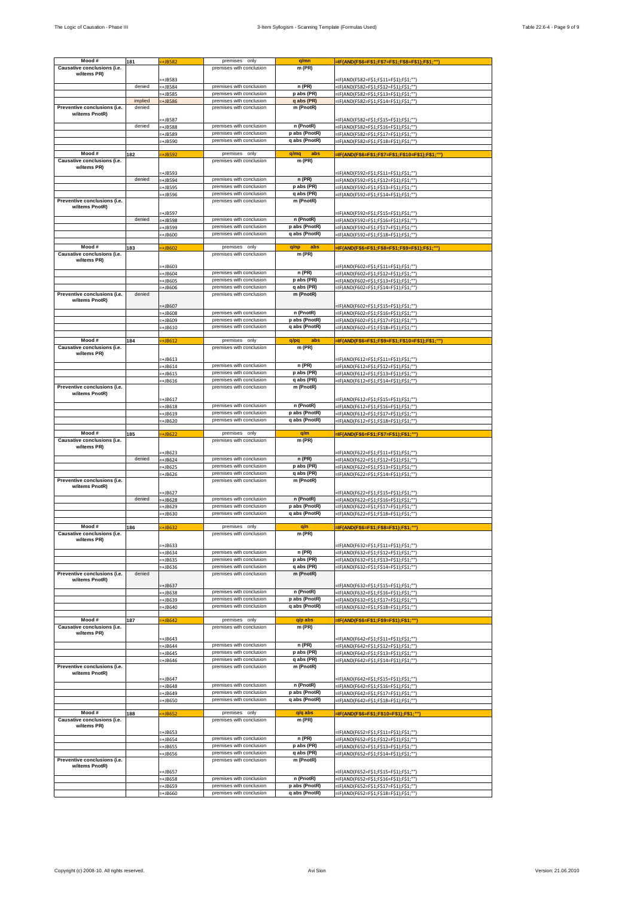| | | | | | |
|---|---|---|---|---|---|
| Mood # | 181 | =+JB582 | premises only | q/mn | =IF(AND(F$6=F$1;F$7=F$1;F$8=F$1);F$1;"") |
| Causative conclusions (i.e. w/items PR) | | =+JB583 | premises with conclusion | m (PR) | =IF(AND(F582=F$1;F$11=F$1);F$1;"") |
| | denied | =+JB584 | premises with conclusion | n (PR) | =IF(AND(F582=F$1;F$12=F$1);F$1;"") |
| | | =+JB585 | premises with conclusion | p abs (PR) | =IF(AND(F582=F$1;F$13=F$1);F$1;"") |
| | implied | =+JB586 | premises with conclusion | q abs (PR) | =IF(AND(F582=F$1;F$14=F$1);F$1;"") |
| Preventive conclusions (i.e. w/items PnotR) | denied | =+JB587 | premises with conclusion | m (PnotR) | =IF(AND(F582=F$1;F$15=F$1);F$1;"") |
| | denied | =+JB588 | premises with conclusion | n (PnotR) | =IF(AND(F582=F$1;F$16=F$1);F$1;"") |
| | | =+JB589 | premises with conclusion | p abs (PnotR) | =IF(AND(F582=F$1;F$17=F$1);F$1;"") |
| | | =+JB590 | premises with conclusion | q abs (PnotR) | =IF(AND(F582=F$1;F$18=F$1);F$1;"") |
| | | | | | |
| Mood # | 182 | =+JB592 | premises only | q/mq abs | =IF(AND(F$6=F$1;F$7=F$1;F$10=F$1);F$1;"") |
| Causative conclusions (i.e. w/items PR) | | =+JB593 | premises with conclusion | m (PR) | =IF(AND(F592=F$1;F$11=F$1);F$1;"") |
| | denied | =+JB594 | premises with conclusion | n (PR) | =IF(AND(F592=F$1;F$12=F$1);F$1;"") |
| | | =+JB595 | premises with conclusion | p abs (PR) | =IF(AND(F592=F$1;F$13=F$1);F$1;"") |
| | | =+JB596 | premises with conclusion | q abs (PR) | =IF(AND(F592=F$1;F$14=F$1);F$1;"") |
| Preventive conclusions (i.e. w/items PnotR) | | =+JB597 | premises with conclusion | m (PnotR) | =IF(AND(F592=F$1;F$15=F$1);F$1;"") |
| | denied | =+JB598 | premises with conclusion | n (PnotR) | =IF(AND(F592=F$1;F$16=F$1);F$1;"") |
| | | =+JB599 | premises with conclusion | p abs (PnotR) | =IF(AND(F592=F$1;F$17=F$1);F$1;"") |
| | | =+JB600 | premises with conclusion | q abs (PnotR) | =IF(AND(F592=F$1;F$18=F$1);F$1;"") |
| | | | | | |
| Mood # | 183 | =+JB602 | premises only | q/np abs | =IF(AND(F$6=F$1;F$8=F$1;F$9=F$1);F$1;"") |
| Causative conclusions (i.e. w/items PR) | | =+JB603 | premises with conclusion | m (PR) | =IF(AND(F602=F$1;F$11=F$1);F$1;"") |
| | | =+JB604 | premises with conclusion | n (PR) | =IF(AND(F602=F$1;F$12=F$1);F$1;"") |
| | | =+JB605 | premises with conclusion | p abs (PR) | =IF(AND(F602=F$1;F$13=F$1);F$1;"") |
| | | =+JB606 | premises with conclusion | q abs (PR) | =IF(AND(F602=F$1;F$14=F$1);F$1;"") |
| Preventive conclusions (i.e. w/items PnotR) | denied | =+JB607 | premises with conclusion | m (PnotR) | =IF(AND(F602=F$1;F$15=F$1);F$1;"") |
| | | =+JB608 | premises with conclusion | n (PnotR) | =IF(AND(F602=F$1;F$16=F$1);F$1;"") |
| | | =+JB609 | premises with conclusion | p abs (PnotR) | =IF(AND(F602=F$1;F$17=F$1);F$1;"") |
| | | =+JB610 | premises with conclusion | q abs (PnotR) | =IF(AND(F602=F$1;F$18=F$1);F$1;"") |
| | | | | | |
| Mood # | 184 | =+JB612 | premises only | q/pq abs | =IF(AND(F$6=F$1;F$9=F$1;F$10=F$1);F$1;"") |
| Causative conclusions (i.e. w/items PR) | | =+JB613 | premises with conclusion | m (PR) | =IF(AND(F612=F$1;F$11=F$1);F$1;"") |
| | | =+JB614 | premises with conclusion | n (PR) | =IF(AND(F612=F$1;F$12=F$1);F$1;"") |
| | | =+JB615 | premises with conclusion | p abs (PR) | =IF(AND(F612=F$1;F$13=F$1);F$1;"") |
| | | =+JB616 | premises with conclusion | q abs (PR) | =IF(AND(F612=F$1;F$14=F$1);F$1;"") |
| Preventive conclusions (i.e. w/items PnotR) | | =+JB617 | premises with conclusion | m (PnotR) | =IF(AND(F612=F$1;F$15=F$1);F$1;"") |
| | | =+JB618 | premises with conclusion | n (PnotR) | =IF(AND(F612=F$1;F$16=F$1);F$1;"") |
| | | =+JB619 | premises with conclusion | p abs (PnotR) | =IF(AND(F612=F$1;F$17=F$1);F$1;"") |
| | | =+JB620 | premises with conclusion | q abs (PnotR) | =IF(AND(F612=F$1;F$18=F$1);F$1;"") |
| | | | | | |
| Mood # | 185 | =+JB622 | premises only | q/m | =IF(AND(F$6=F$1;F$7=F$1);F$1;"") |
| Causative conclusions (i.e. w/items PR) | | =+JB623 | premises with conclusion | m (PR) | =IF(AND(F622=F$1;F$11=F$1);F$1;"") |
| | denied | =+JB624 | premises with conclusion | n (PR) | =IF(AND(F622=F$1;F$12=F$1);F$1;"") |
| | | =+JB625 | premises with conclusion | p abs (PR) | =IF(AND(F622=F$1;F$13=F$1);F$1;"") |
| | | =+JB626 | premises with conclusion | q abs (PR) | =IF(AND(F622=F$1;F$14=F$1);F$1;"") |
| Preventive conclusions (i.e. w/items PnotR) | | =+JB627 | premises with conclusion | m (PnotR) | =IF(AND(F622=F$1;F$15=F$1);F$1;"") |
| | denied | =+JB628 | premises with conclusion | n (PnotR) | =IF(AND(F622=F$1;F$16=F$1);F$1;"") |
| | | =+JB629 | premises with conclusion | p abs (PnotR) | =IF(AND(F622=F$1;F$17=F$1);F$1;"") |
| | | =+JB630 | premises with conclusion | q abs (PnotR) | =IF(AND(F622=F$1;F$18=F$1);F$1;"") |
| | | | | | |
| Mood # | 186 | =+JB632 | premises only | q/n | =IF(AND(F$6=F$1;F$8=F$1);F$1;"") |
| Causative conclusions (i.e. w/items PR) | | =+JB633 | premises with conclusion | m (PR) | =IF(AND(F632=F$1;F$11=F$1);F$1;"") |
| | | =+JB634 | premises with conclusion | n (PR) | =IF(AND(F632=F$1;F$12=F$1);F$1;"") |
| | | =+JB635 | premises with conclusion | p abs (PR) | =IF(AND(F632=F$1;F$13=F$1);F$1;"") |
| | | =+JB636 | premises with conclusion | q abs (PR) | =IF(AND(F632=F$1;F$14=F$1);F$1;"") |
| Preventive conclusions (i.e. w/items PnotR) | denied | =+JB637 | premises with conclusion | m (PnotR) | =IF(AND(F632=F$1;F$15=F$1);F$1;"") |
| | | =+JB638 | premises with conclusion | n (PnotR) | =IF(AND(F632=F$1;F$16=F$1);F$1;"") |
| | | =+JB639 | premises with conclusion | p abs (PnotR) | =IF(AND(F632=F$1;F$17=F$1);F$1;"") |
| | | =+JB640 | premises with conclusion | q abs (PnotR) | =IF(AND(F632=F$1;F$18=F$1);F$1;"") |
| | | | | | |
| Mood # | 187 | =+JB642 | premises only | q/p abs | =IF(AND(F$6=F$1;F$9=F$1);F$1;"") |
| Causative conclusions (i.e. w/items PR) | | =+JB643 | premises with conclusion | m (PR) | =IF(AND(F642=F$1;F$11=F$1);F$1;"") |
| | | =+JB644 | premises with conclusion | n (PR) | =IF(AND(F642=F$1;F$12=F$1);F$1;"") |
| | | =+JB645 | premises with conclusion | p abs (PR) | =IF(AND(F642=F$1;F$13=F$1);F$1;"") |
| | | =+JB646 | premises with conclusion | q abs (PR) | =IF(AND(F642=F$1;F$14=F$1);F$1;"") |
| Preventive conclusions (i.e. w/items PnotR) | | =+JB647 | premises with conclusion | m (PnotR) | =IF(AND(F642=F$1;F$15=F$1);F$1;"") |
| | | =+JB648 | premises with conclusion | n (PnotR) | =IF(AND(F642=F$1;F$16=F$1);F$1;"") |
| | | =+JB649 | premises with conclusion | p abs (PnotR) | =IF(AND(F642=F$1;F$17=F$1);F$1;"") |
| | | =+JB650 | premises with conclusion | q abs (PnotR) | =IF(AND(F642=F$1;F$18=F$1);F$1;"") |
| | | | | | |
| Mood # | 188 | =+JB652 | premises only | q/q abs | =IF(AND(F$6=F$1;F$10=F$1);F$1;"") |
| Causative conclusions (i.e. w/items PR) | | =+JB653 | premises with conclusion | m (PR) | =IF(AND(F652=F$1;F$11=F$1);F$1;"") |
| | | =+JB654 | premises with conclusion | n (PR) | =IF(AND(F652=F$1;F$12=F$1);F$1;"") |
| | | =+JB655 | premises with conclusion | p abs (PR) | =IF(AND(F652=F$1;F$13=F$1);F$1;"") |
| | | =+JB656 | premises with conclusion | q abs (PR) | =IF(AND(F652=F$1;F$14=F$1);F$1;"") |
| Preventive conclusions (i.e. w/items PnotR) | | =+JB657 | premises with conclusion | m (PnotR) | =IF(AND(F652=F$1;F$15=F$1);F$1;"") |
| | | =+JB658 | premises with conclusion | n (PnotR) | =IF(AND(F652=F$1;F$16=F$1);F$1;"") |
| | | =+JB659 | premises with conclusion | p abs (PnotR) | =IF(AND(F652=F$1;F$17=F$1);F$1;"") |
| | | =+JB660 | premises with conclusion | q abs (PnotR) | =IF(AND(F652=F$1;F$18=F$1);F$1;"") |